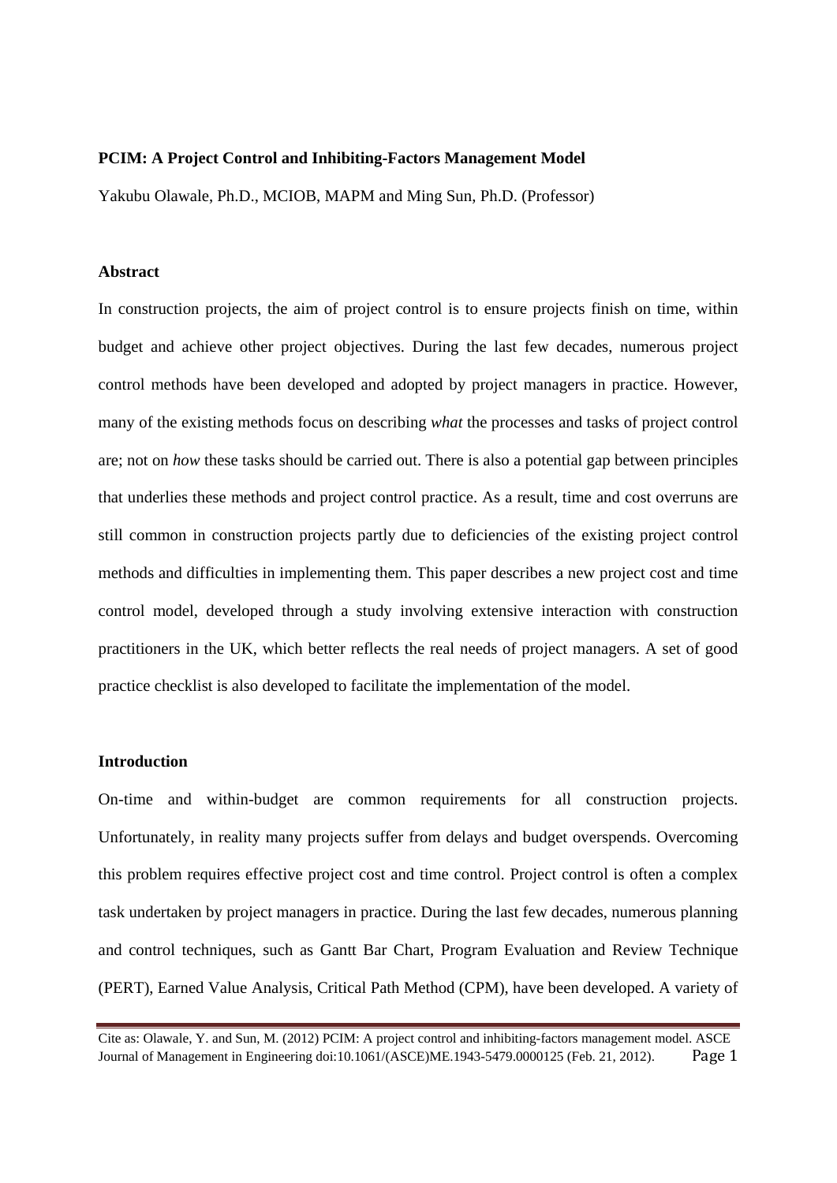**PCIM: A Project Control and Inhibiting-Factors Management Model**

Yakubu Olawale, Ph.D., MCIOB, MAPM and Ming Sun, Ph.D. (Professor)

**Abstract**

In construction projects, the aim of project control is to ensure projects finish on time, within budget and achieve other project objectives. During the last few decades, numerous project control methods have been developed and adopted by project managers in practice. However, many of the existing methods focus on describing *what* the processes and tasks of project control are; not on *how* these tasks should be carried out. There is also a potential gap between principles that underlies these methods and project control practice. As a result, time and cost overruns are still common in construction projects partly due to deficiencies of the existing project control methods and difficulties in implementing them. This paper describes a new project cost and time control model, developed through a study involving extensive interaction with construction practitioners in the UK, which better reflects the real needs of project managers. A set of good practice checklist is also developed to facilitate the implementation of the model.

**Introduction**

On-time and within-budget are common requirements for all construction projects. Unfortunately, in reality many projects suffer from delays and budget overspends. Overcoming this problem requires effective project cost and time control. Project control is often a complex task undertaken by project managers in practice. During the last few decades, numerous planning and control techniques, such as Gantt Bar Chart, Program Evaluation and Review Technique (PERT), Earned Value Analysis, Critical Path Method (CPM), have been developed. A variety of

Cite as: Olawale, Y. and Sun, M. (2012) PCIM: A project control and inhibiting-factors management model. ASCE Journal of Management in Engineering doi:10.1061/(ASCE)ME.1943-5479.0000125 (Feb. 21, 2012).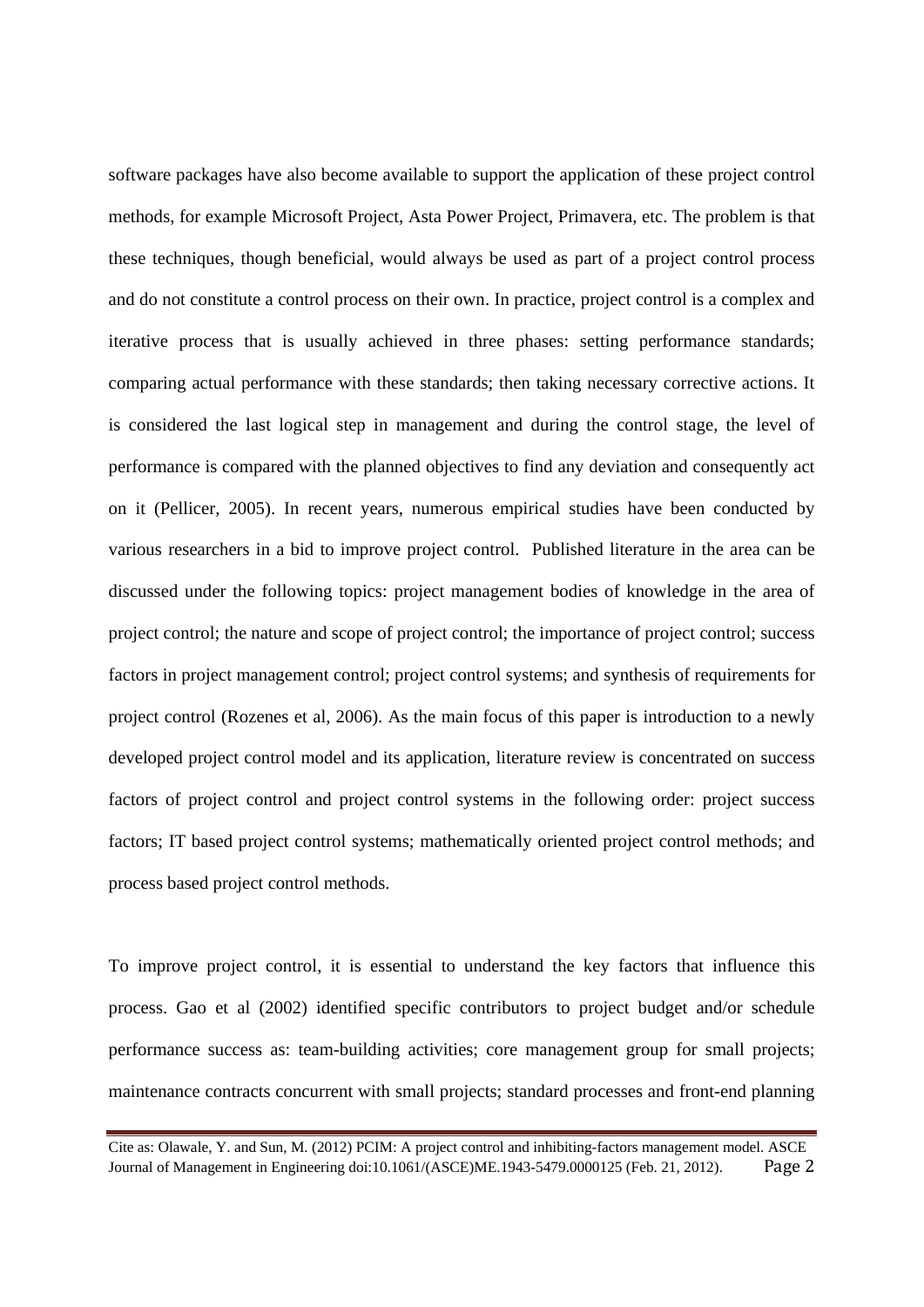software packages have also become available to support the application of these project control methods, for example Microsoft Project, Asta Power Project, Primavera, etc. The problem is that these techniques, though beneficial, would always be used as part of a project control process and do not constitute a control process on their own. In practice, project control is a complex and iterative process that is usually achieved in three phases: setting performance standards; comparing actual performance with these standards; then taking necessary corrective actions. It is considered the last logical step in management and during the control stage, the level of performance is compared with the planned objectives to find any deviation and consequently act on it (Pellicer, 2005). In recent years, numerous empirical studies have been conducted by various researchers in a bid to improve project control. Published literature in the area can be discussed under the following topics: project management bodies of knowledge in the area of project control; the nature and scope of project control; the importance of project control; success factors in project management control; project control systems; and synthesis of requirements for project control (Rozenes et al, 2006). As the main focus of this paper is introduction to a newly developed project control model and its application, literature review is concentrated on success factors of project control and project control systems in the following order: project success factors; IT based project control systems; mathematically oriented project control methods; and process based project control methods.

To improve project control, it is essential to understand the key factors that influence this process. Gao et al (2002) identified specific contributors to project budget and/or schedule performance success as: team-building activities; core management group for small projects; maintenance contracts concurrent with small projects; standard processes and front-end planning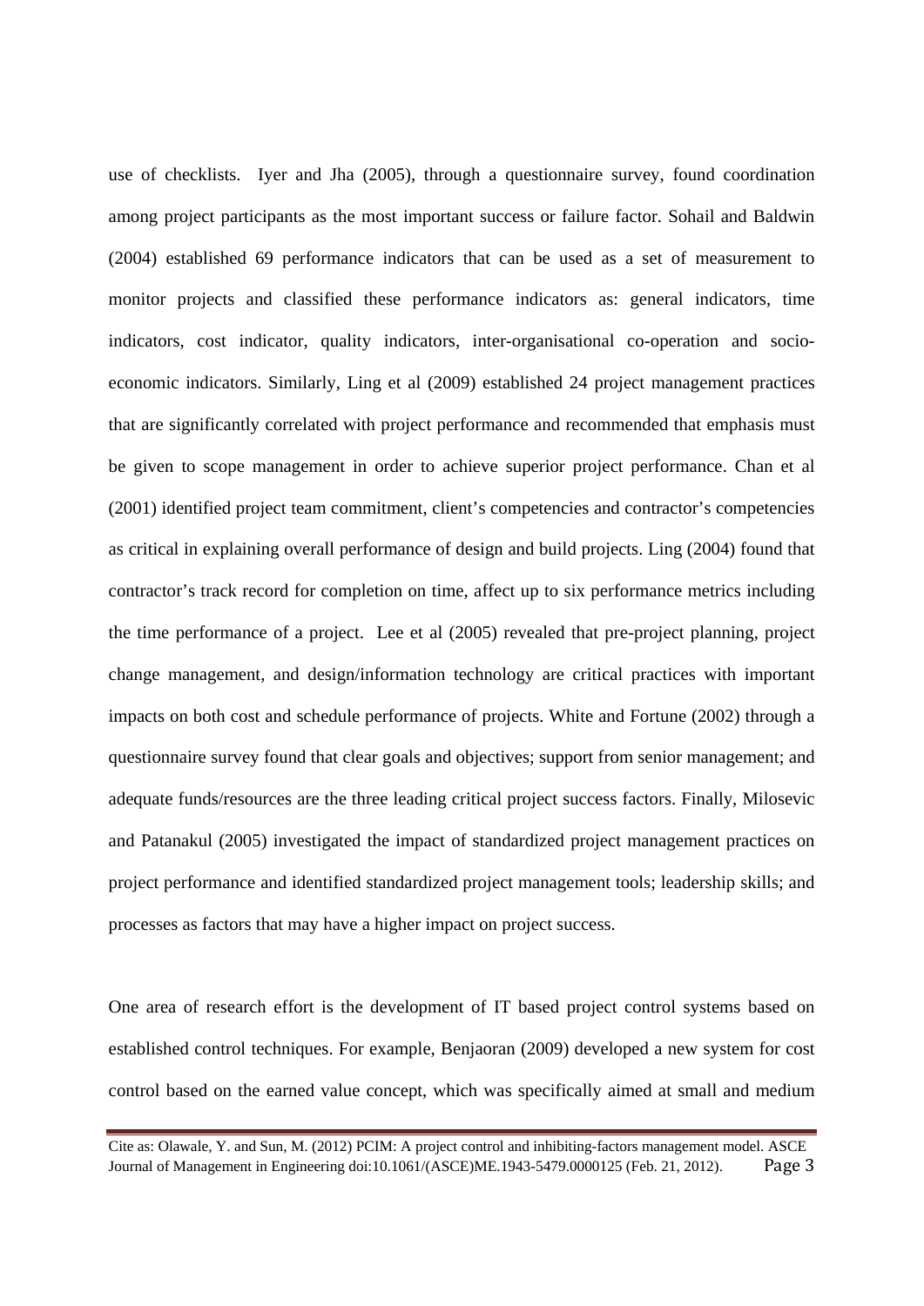use of checklists. Iyer and Jha (2005), through a questionnaire survey, found coordination among project participants as the most important success or failure factor. Sohail and Baldwin (2004) established 69 performance indicators that can be used as a set of measurement to monitor projects and classified these performance indicators as: general indicators, time indicators, cost indicator, quality indicators, inter-organisational co-operation and socio-economic indicators. Similarly, Ling et al (2009) established 24 project management practices that are significantly correlated with project performance and recommended that emphasis must be given to scope management in order to achieve superior project performance. Chan et al (2001) identified project team commitment, client's competencies and contractor's competencies as critical in explaining overall performance of design and build projects. Ling (2004) found that contractor's track record for completion on time, affect up to six performance metrics including the time performance of a project. Lee et al (2005) revealed that pre-project planning, project change management, and design/information technology are critical practices with important impacts on both cost and schedule performance of projects. White and Fortune (2002) through a questionnaire survey found that clear goals and objectives; support from senior management; and adequate funds/resources are the three leading critical project success factors. Finally, Milosevic and Patanakul (2005) investigated the impact of standardized project management practices on project performance and identified standardized project management tools; leadership skills; and processes as factors that may have a higher impact on project success.

One area of research effort is the development of IT based project control systems based on established control techniques. For example, Benjaoran (2009) developed a new system for cost control based on the earned value concept, which was specifically aimed at small and medium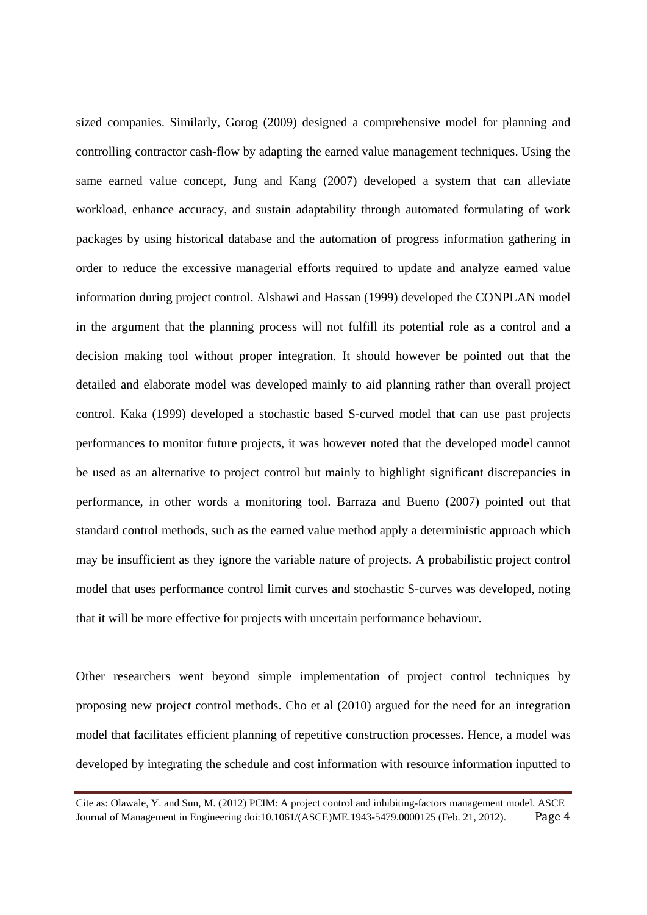sized companies. Similarly, Gorog (2009) designed a comprehensive model for planning and controlling contractor cash-flow by adapting the earned value management techniques. Using the same earned value concept, Jung and Kang (2007) developed a system that can alleviate workload, enhance accuracy, and sustain adaptability through automated formulating of work packages by using historical database and the automation of progress information gathering in order to reduce the excessive managerial efforts required to update and analyze earned value information during project control. Alshawi and Hassan (1999) developed the CONPLAN model in the argument that the planning process will not fulfill its potential role as a control and a decision making tool without proper integration. It should however be pointed out that the detailed and elaborate model was developed mainly to aid planning rather than overall project control. Kaka (1999) developed a stochastic based S-curved model that can use past projects performances to monitor future projects, it was however noted that the developed model cannot be used as an alternative to project control but mainly to highlight significant discrepancies in performance, in other words a monitoring tool. Barraza and Bueno (2007) pointed out that standard control methods, such as the earned value method apply a deterministic approach which may be insufficient as they ignore the variable nature of projects. A probabilistic project control model that uses performance control limit curves and stochastic S-curves was developed, noting that it will be more effective for projects with uncertain performance behaviour.

Other researchers went beyond simple implementation of project control techniques by proposing new project control methods. Cho et al (2010) argued for the need for an integration model that facilitates efficient planning of repetitive construction processes. Hence, a model was developed by integrating the schedule and cost information with resource information inputted to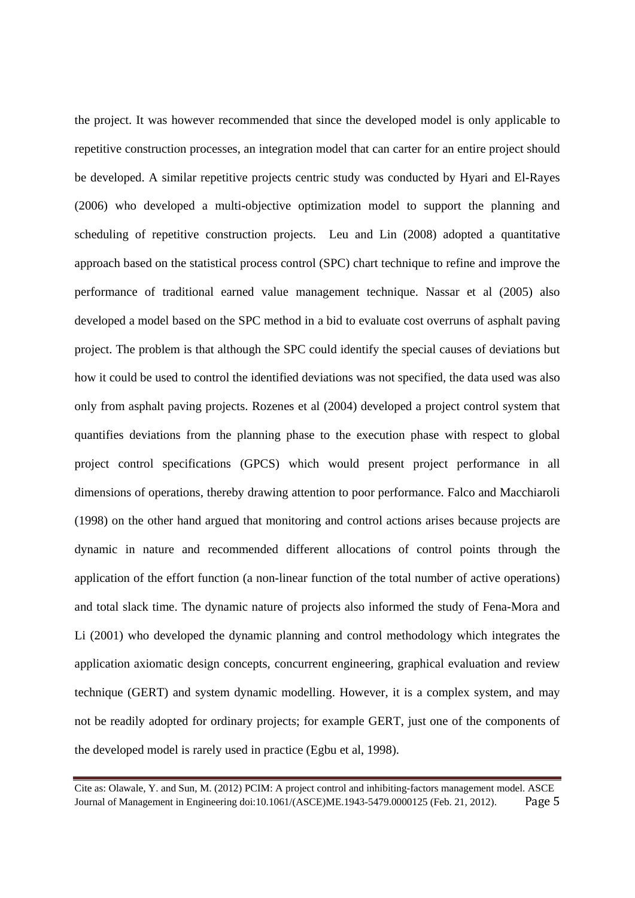the project. It was however recommended that since the developed model is only applicable to repetitive construction processes, an integration model that can carter for an entire project should be developed. A similar repetitive projects centric study was conducted by Hyari and El-Rayes (2006) who developed a multi-objective optimization model to support the planning and scheduling of repetitive construction projects. Leu and Lin (2008) adopted a quantitative approach based on the statistical process control (SPC) chart technique to refine and improve the performance of traditional earned value management technique. Nassar et al (2005) also developed a model based on the SPC method in a bid to evaluate cost overruns of asphalt paving project. The problem is that although the SPC could identify the special causes of deviations but how it could be used to control the identified deviations was not specified, the data used was also only from asphalt paving projects. Rozenes et al (2004) developed a project control system that quantifies deviations from the planning phase to the execution phase with respect to global project control specifications (GPCS) which would present project performance in all dimensions of operations, thereby drawing attention to poor performance. Falco and Macchiaroli (1998) on the other hand argued that monitoring and control actions arises because projects are dynamic in nature and recommended different allocations of control points through the application of the effort function (a non-linear function of the total number of active operations) and total slack time. The dynamic nature of projects also informed the study of Fena-Mora and Li (2001) who developed the dynamic planning and control methodology which integrates the application axiomatic design concepts, concurrent engineering, graphical evaluation and review technique (GERT) and system dynamic modelling. However, it is a complex system, and may not be readily adopted for ordinary projects; for example GERT, just one of the components of the developed model is rarely used in practice (Egbu et al, 1998).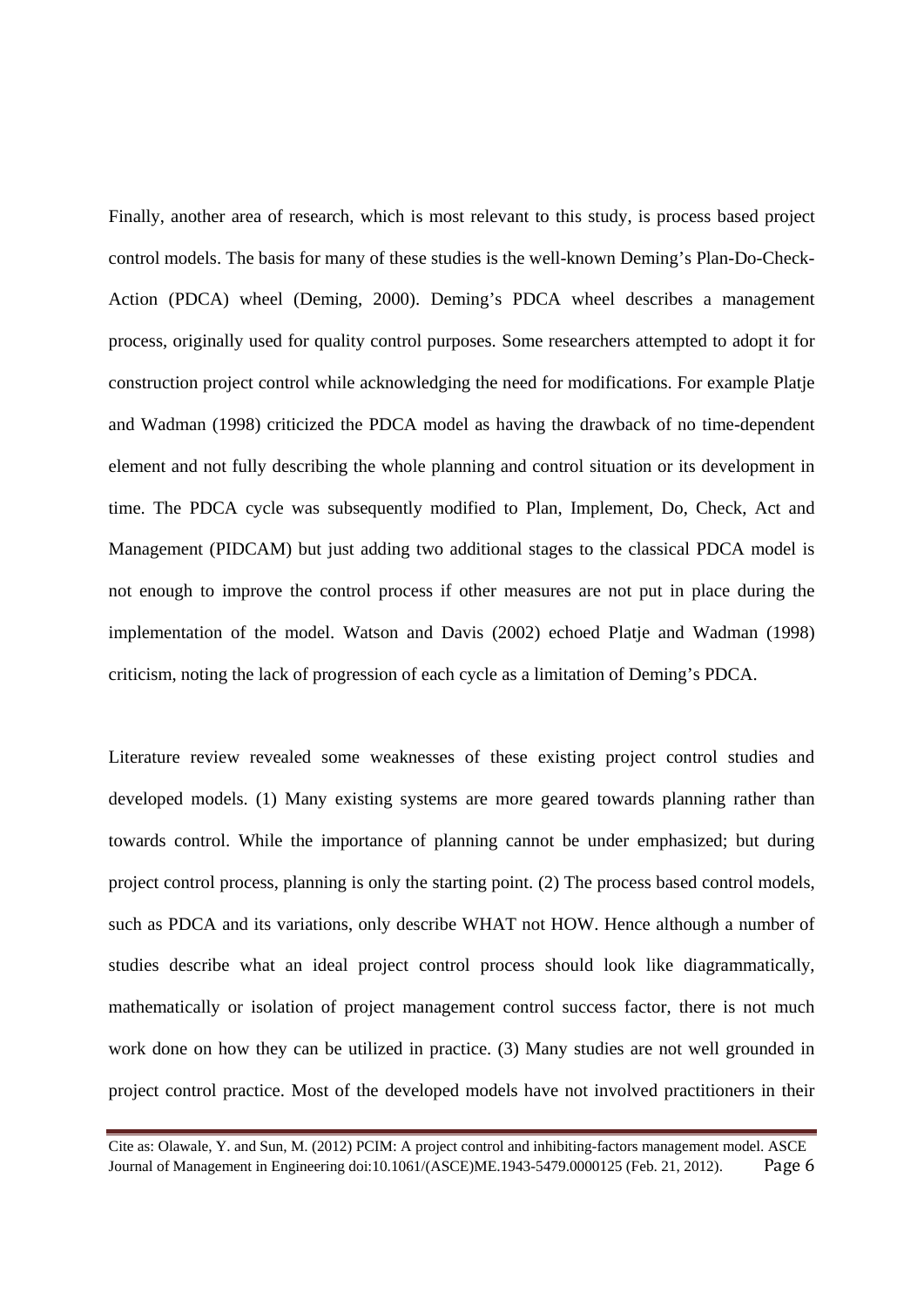Finally, another area of research, which is most relevant to this study, is process based project control models. The basis for many of these studies is the well-known Deming's Plan-Do-Check-Action (PDCA) wheel (Deming, 2000). Deming's PDCA wheel describes a management process, originally used for quality control purposes. Some researchers attempted to adopt it for construction project control while acknowledging the need for modifications. For example Platje and Wadman (1998) criticized the PDCA model as having the drawback of no time-dependent element and not fully describing the whole planning and control situation or its development in time. The PDCA cycle was subsequently modified to Plan, Implement, Do, Check, Act and Management (PIDCAM) but just adding two additional stages to the classical PDCA model is not enough to improve the control process if other measures are not put in place during the implementation of the model. Watson and Davis (2002) echoed Platje and Wadman (1998) criticism, noting the lack of progression of each cycle as a limitation of Deming's PDCA.

Literature review revealed some weaknesses of these existing project control studies and developed models. (1) Many existing systems are more geared towards planning rather than towards control. While the importance of planning cannot be under emphasized; but during project control process, planning is only the starting point. (2) The process based control models, such as PDCA and its variations, only describe WHAT not HOW. Hence although a number of studies describe what an ideal project control process should look like diagrammatically, mathematically or isolation of project management control success factor, there is not much work done on how they can be utilized in practice. (3) Many studies are not well grounded in project control practice. Most of the developed models have not involved practitioners in their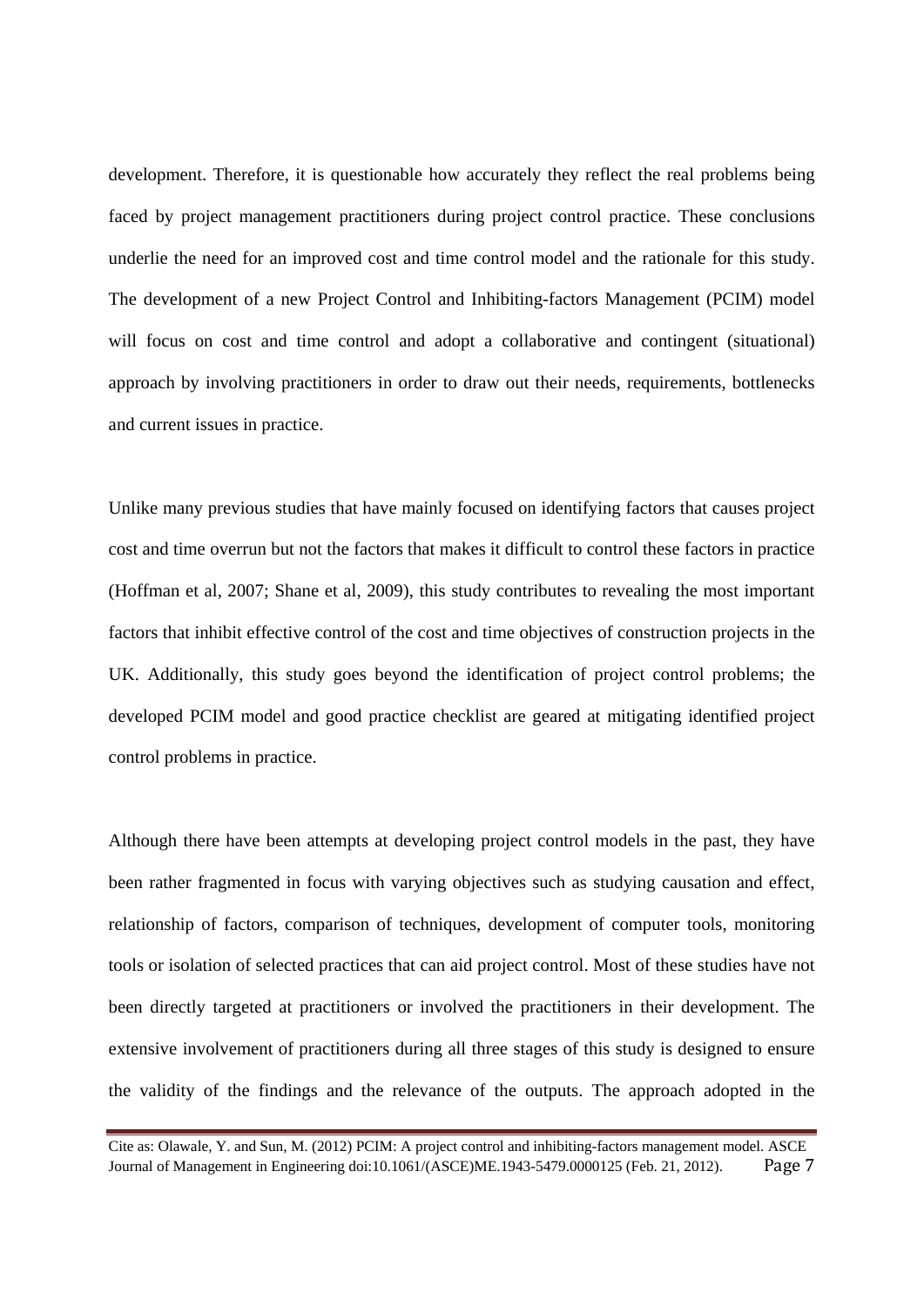development. Therefore, it is questionable how accurately they reflect the real problems being faced by project management practitioners during project control practice. These conclusions underlie the need for an improved cost and time control model and the rationale for this study. The development of a new Project Control and Inhibiting-factors Management (PCIM) model will focus on cost and time control and adopt a collaborative and contingent (situational) approach by involving practitioners in order to draw out their needs, requirements, bottlenecks and current issues in practice.

Unlike many previous studies that have mainly focused on identifying factors that causes project cost and time overrun but not the factors that makes it difficult to control these factors in practice (Hoffman et al, 2007; Shane et al, 2009), this study contributes to revealing the most important factors that inhibit effective control of the cost and time objectives of construction projects in the UK. Additionally, this study goes beyond the identification of project control problems; the developed PCIM model and good practice checklist are geared at mitigating identified project control problems in practice.

Although there have been attempts at developing project control models in the past, they have been rather fragmented in focus with varying objectives such as studying causation and effect, relationship of factors, comparison of techniques, development of computer tools, monitoring tools or isolation of selected practices that can aid project control. Most of these studies have not been directly targeted at practitioners or involved the practitioners in their development. The extensive involvement of practitioners during all three stages of this study is designed to ensure the validity of the findings and the relevance of the outputs. The approach adopted in the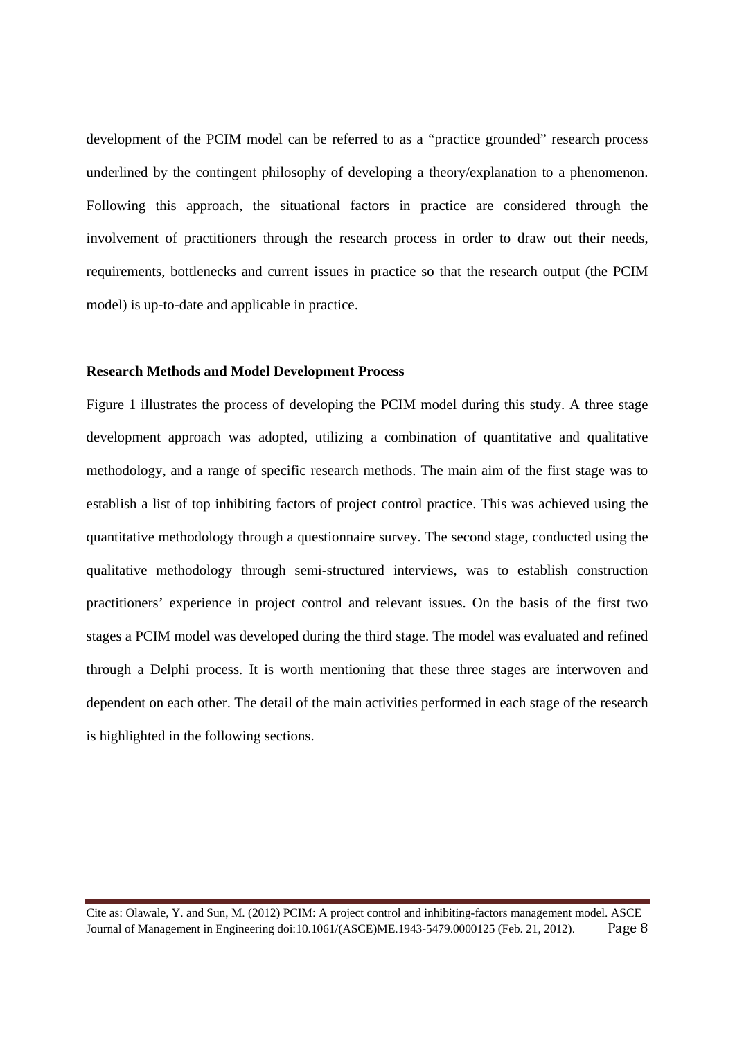development of the PCIM model can be referred to as a "practice grounded" research process underlined by the contingent philosophy of developing a theory/explanation to a phenomenon. Following this approach, the situational factors in practice are considered through the involvement of practitioners through the research process in order to draw out their needs, requirements, bottlenecks and current issues in practice so that the research output (the PCIM model) is up-to-date and applicable in practice.

**Research Methods and Model Development Process**

Figure 1 illustrates the process of developing the PCIM model during this study. A three stage development approach was adopted, utilizing a combination of quantitative and qualitative methodology, and a range of specific research methods. The main aim of the first stage was to establish a list of top inhibiting factors of project control practice. This was achieved using the quantitative methodology through a questionnaire survey. The second stage, conducted using the qualitative methodology through semi-structured interviews, was to establish construction practitioners' experience in project control and relevant issues. On the basis of the first two stages a PCIM model was developed during the third stage. The model was evaluated and refined through a Delphi process. It is worth mentioning that these three stages are interwoven and dependent on each other. The detail of the main activities performed in each stage of the research is highlighted in the following sections.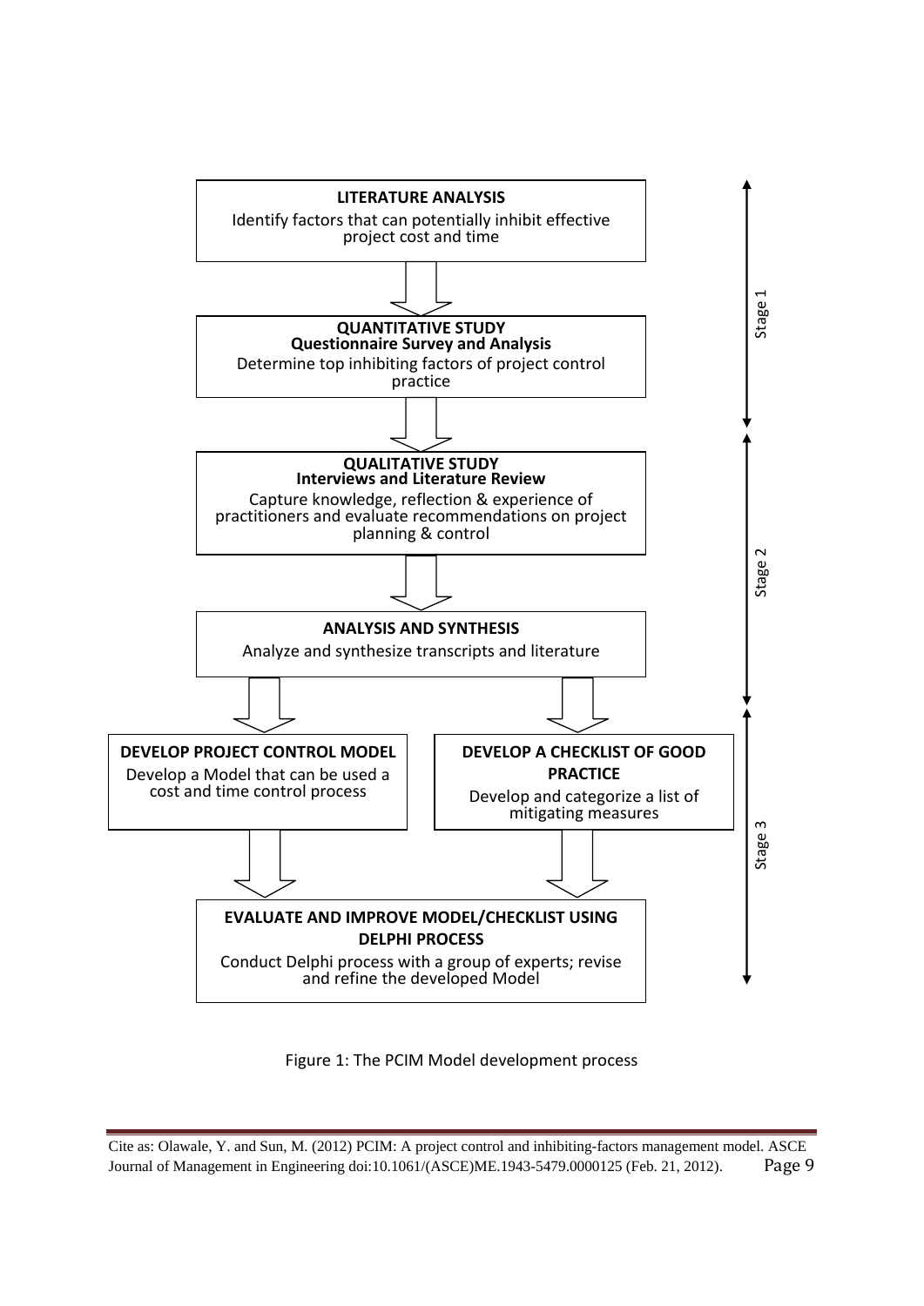**LITERATURE ANALYSIS**

Identify factors that can potentially inhibit effective project cost and time

**QUANTITATIVE STUDY**
**Questionnaire Survey and Analysis**

Determine top inhibiting factors of project control practice

Stage 1

**QUALITATIVE STUDY**
**Interviews and Literature Review**

Capture knowledge, reflection & experience of practitioners and evaluate recommendations on project planning & control

**ANALYSIS AND SYNTHESIS**

Analyze and synthesize transcripts and literature

Stage 2

**DEVELOP PROJECT CONTROL MODEL**

Develop a Model that can be used a cost and time control process

**DEVELOP A CHECKLIST OF GOOD PRACTICE**

Develop and categorize a list of mitigating measures

**EVALUATE AND IMPROVE MODEL/CHECKLIST USING DELPHI PROCESS**

Conduct Delphi process with a group of experts; revise and refine the developed Model

Stage 3

Figure 1: The PCIM Model development process

Cite as: Olawale, Y. and Sun, M. (2012) PCIM: A project control and inhibiting-factors management model. ASCE Journal of Management in Engineering doi:10.1061/(ASCE)ME.1943-5479.0000125 (Feb. 21, 2012).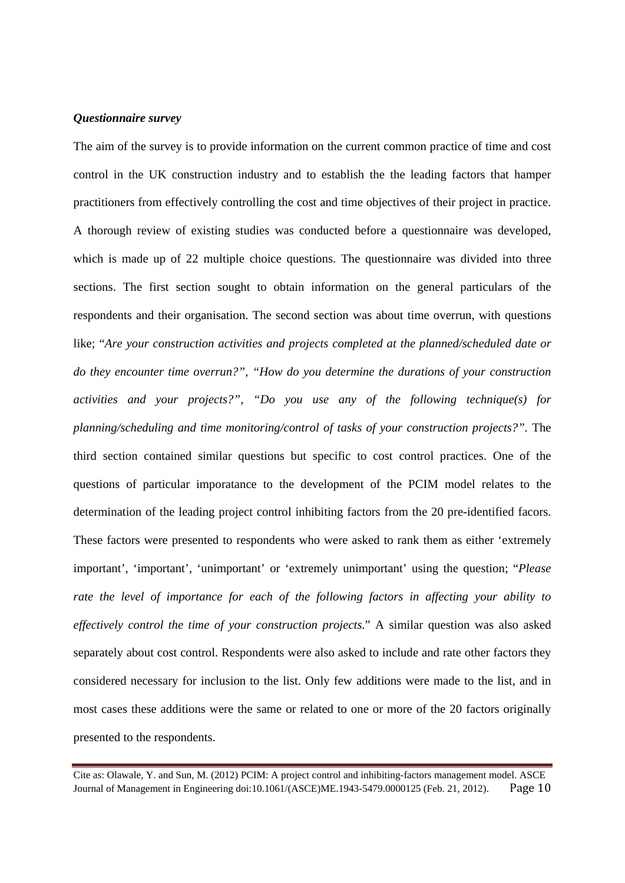***Questionnaire survey***

The aim of the survey is to provide information on the current common practice of time and cost control in the UK construction industry and to establish the the leading factors that hamper practitioners from effectively controlling the cost and time objectives of their project in practice. A thorough review of existing studies was conducted before a questionnaire was developed, which is made up of 22 multiple choice questions. The questionnaire was divided into three sections. The first section sought to obtain information on the general particulars of the respondents and their organisation. The second section was about time overrun, with questions like; "*Are your construction activities and projects completed at the planned/scheduled date or do they encounter time overrun?", "How do you determine the durations of your construction activities and your projects?", "Do you use any of the following technique(s) for planning/scheduling and time monitoring/control of tasks of your construction projects?".* The third section contained similar questions but specific to cost control practices. One of the questions of particular imporatance to the development of the PCIM model relates to the determination of the leading project control inhibiting factors from the 20 pre-identified facors. These factors were presented to respondents who were asked to rank them as either 'extremely important', 'important', 'unimportant' or 'extremely unimportant' using the question; "*Please rate the level of importance for each of the following factors in affecting your ability to effectively control the time of your construction projects.*" A similar question was also asked separately about cost control. Respondents were also asked to include and rate other factors they considered necessary for inclusion to the list. Only few additions were made to the list, and in most cases these additions were the same or related to one or more of the 20 factors originally presented to the respondents.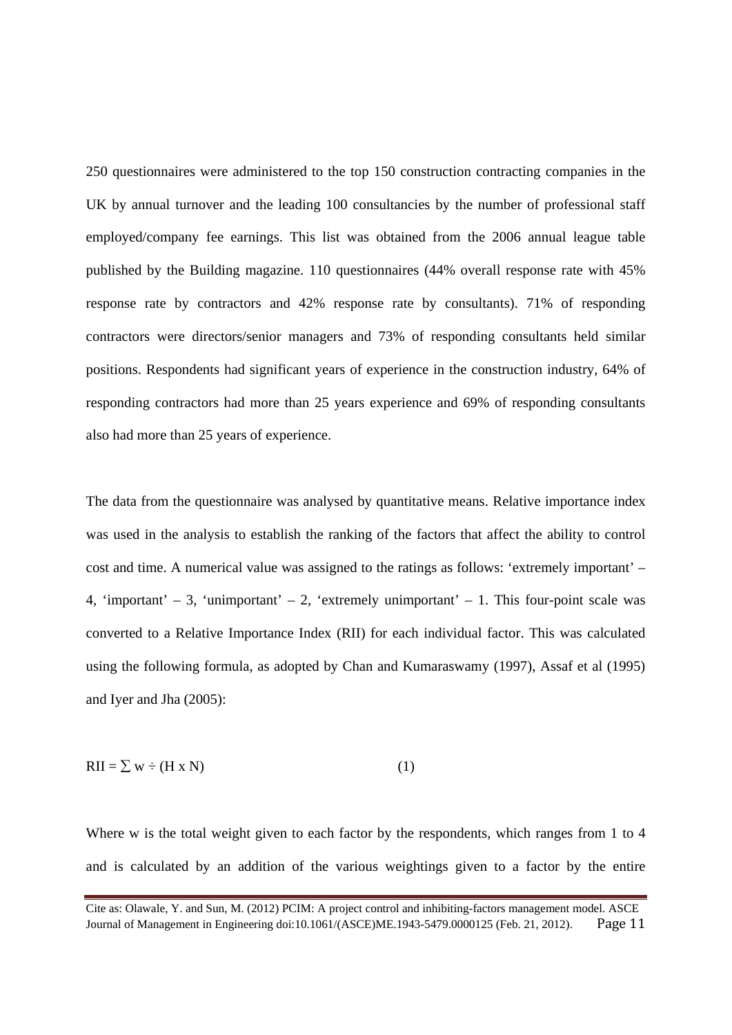250 questionnaires were administered to the top 150 construction contracting companies in the UK by annual turnover and the leading 100 consultancies by the number of professional staff employed/company fee earnings. This list was obtained from the 2006 annual league table published by the Building magazine. 110 questionnaires (44% overall response rate with 45% response rate by contractors and 42% response rate by consultants). 71% of responding contractors were directors/senior managers and 73% of responding consultants held similar positions. Respondents had significant years of experience in the construction industry, 64% of responding contractors had more than 25 years experience and 69% of responding consultants also had more than 25 years of experience.

The data from the questionnaire was analysed by quantitative means. Relative importance index was used in the analysis to establish the ranking of the factors that affect the ability to control cost and time. A numerical value was assigned to the ratings as follows: 'extremely important' – 4, 'important' – 3, 'unimportant' – 2, 'extremely unimportant' – 1. This four-point scale was converted to a Relative Importance Index (RII) for each individual factor. This was calculated using the following formula, as adopted by Chan and Kumaraswamy (1997), Assaf et al (1995) and Iyer and Jha (2005):

$$RII = \sum w \div (H \times N) \qquad (1)$$

Where w is the total weight given to each factor by the respondents, which ranges from 1 to 4 and is calculated by an addition of the various weightings given to a factor by the entire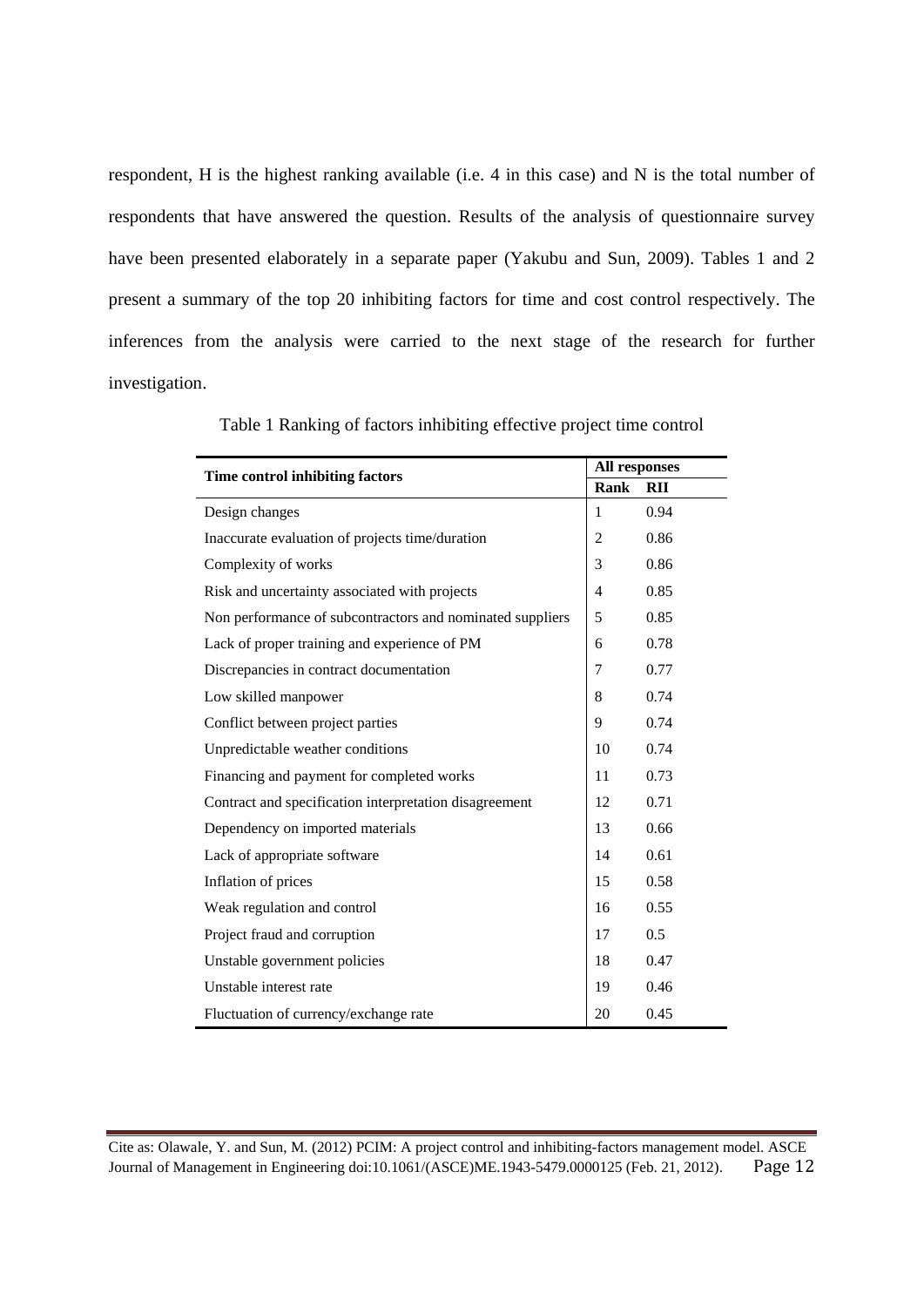respondent, H is the highest ranking available (i.e. 4 in this case) and N is the total number of respondents that have answered the question. Results of the analysis of questionnaire survey have been presented elaborately in a separate paper (Yakubu and Sun, 2009). Tables 1 and 2 present a summary of the top 20 inhibiting factors for time and cost control respectively. The inferences from the analysis were carried to the next stage of the research for further investigation.

Table 1 Ranking of factors inhibiting effective project time control

| Time control inhibiting factors | All responses | |
|---|---|---|
| | **Rank** | **RII** |
| Design changes | 1 | 0.94 |
| Inaccurate evaluation of projects time/duration | 2 | 0.86 |
| Complexity of works | 3 | 0.86 |
| Risk and uncertainty associated with projects | 4 | 0.85 |
| Non performance of subcontractors and nominated suppliers | 5 | 0.85 |
| Lack of proper training and experience of PM | 6 | 0.78 |
| Discrepancies in contract documentation | 7 | 0.77 |
| Low skilled manpower | 8 | 0.74 |
| Conflict between project parties | 9 | 0.74 |
| Unpredictable weather conditions | 10 | 0.74 |
| Financing and payment for completed works | 11 | 0.73 |
| Contract and specification interpretation disagreement | 12 | 0.71 |
| Dependency on imported materials | 13 | 0.66 |
| Lack of appropriate software | 14 | 0.61 |
| Inflation of prices | 15 | 0.58 |
| Weak regulation and control | 16 | 0.55 |
| Project fraud and corruption | 17 | 0.5 |
| Unstable government policies | 18 | 0.47 |
| Unstable interest rate | 19 | 0.46 |
| Fluctuation of currency/exchange rate | 20 | 0.45 |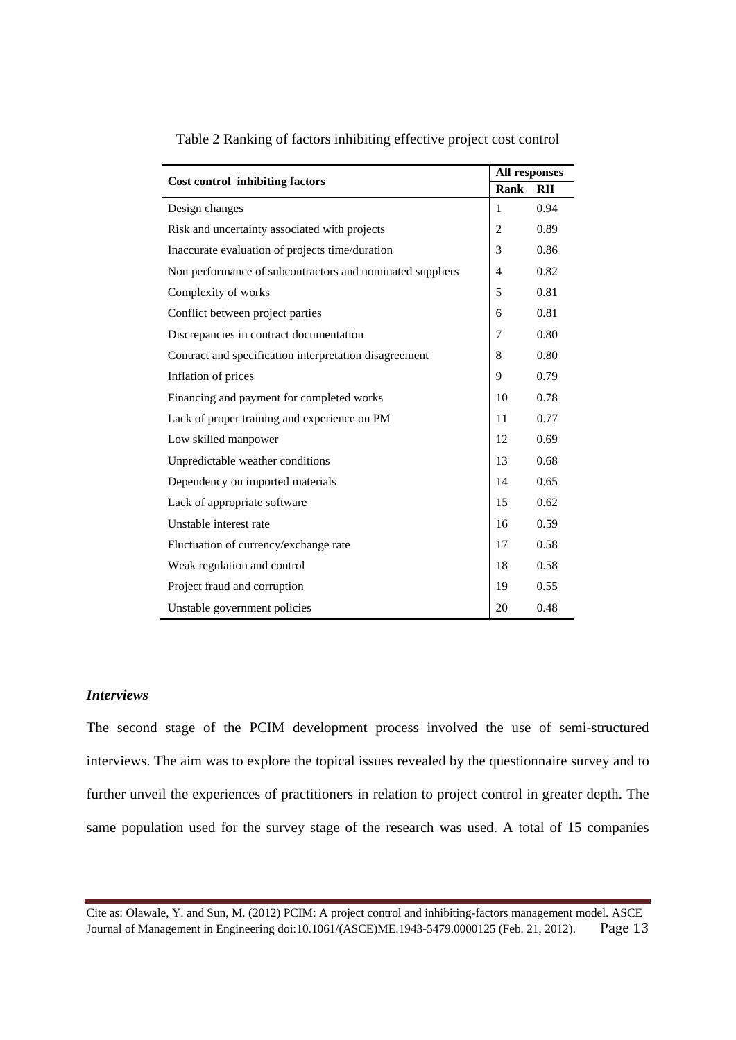Table 2 Ranking of factors inhibiting effective project cost control

| Cost control inhibiting factors | All responses | |
|---|---|---|
| | **Rank** | **RII** |
| Design changes | 1 | 0.94 |
| Risk and uncertainty associated with projects | 2 | 0.89 |
| Inaccurate evaluation of projects time/duration | 3 | 0.86 |
| Non performance of subcontractors and nominated suppliers | 4 | 0.82 |
| Complexity of works | 5 | 0.81 |
| Conflict between project parties | 6 | 0.81 |
| Discrepancies in contract documentation | 7 | 0.80 |
| Contract and specification interpretation disagreement | 8 | 0.80 |
| Inflation of prices | 9 | 0.79 |
| Financing and payment for completed works | 10 | 0.78 |
| Lack of proper training and experience on PM | 11 | 0.77 |
| Low skilled manpower | 12 | 0.69 |
| Unpredictable weather conditions | 13 | 0.68 |
| Dependency on imported materials | 14 | 0.65 |
| Lack of appropriate software | 15 | 0.62 |
| Unstable interest rate | 16 | 0.59 |
| Fluctuation of currency/exchange rate | 17 | 0.58 |
| Weak regulation and control | 18 | 0.58 |
| Project fraud and corruption | 19 | 0.55 |
| Unstable government policies | 20 | 0.48 |

### *Interviews*

The second stage of the PCIM development process involved the use of semi-structured interviews. The aim was to explore the topical issues revealed by the questionnaire survey and to further unveil the experiences of practitioners in relation to project control in greater depth. The same population used for the survey stage of the research was used. A total of 15 companies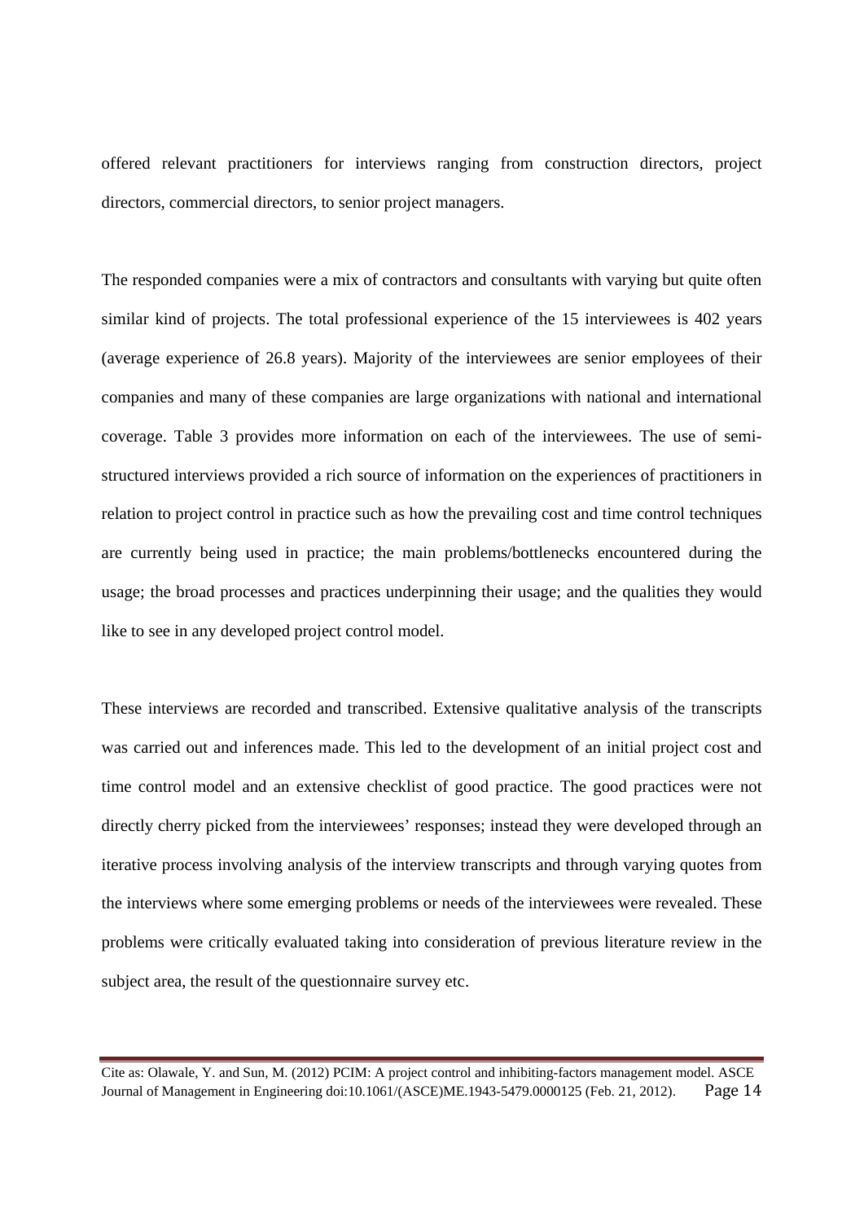offered relevant practitioners for interviews ranging from construction directors, project directors, commercial directors, to senior project managers.

The responded companies were a mix of contractors and consultants with varying but quite often similar kind of projects. The total professional experience of the 15 interviewees is 402 years (average experience of 26.8 years). Majority of the interviewees are senior employees of their companies and many of these companies are large organizations with national and international coverage. Table 3 provides more information on each of the interviewees. The use of semi-structured interviews provided a rich source of information on the experiences of practitioners in relation to project control in practice such as how the prevailing cost and time control techniques are currently being used in practice; the main problems/bottlenecks encountered during the usage; the broad processes and practices underpinning their usage; and the qualities they would like to see in any developed project control model.

These interviews are recorded and transcribed. Extensive qualitative analysis of the transcripts was carried out and inferences made. This led to the development of an initial project cost and time control model and an extensive checklist of good practice. The good practices were not directly cherry picked from the interviewees' responses; instead they were developed through an iterative process involving analysis of the interview transcripts and through varying quotes from the interviews where some emerging problems or needs of the interviewees were revealed. These problems were critically evaluated taking into consideration of previous literature review in the subject area, the result of the questionnaire survey etc.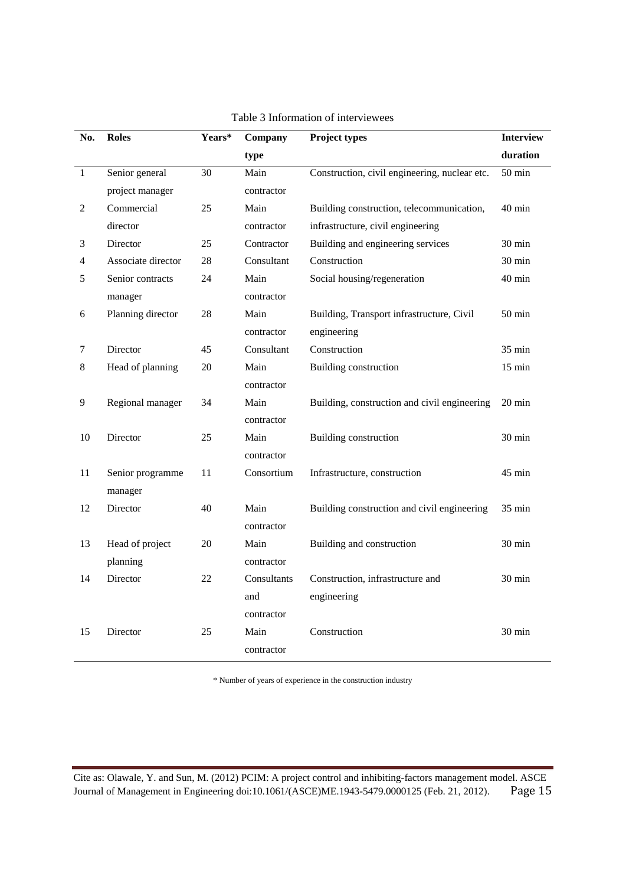Table 3 Information of interviewees

| No. | Roles | Years* | Company type | Project types | Interview duration |
|---|---|---|---|---|---|
| 1 | Senior general project manager | 30 | Main contractor | Construction, civil engineering, nuclear etc. | 50 min |
| 2 | Commercial director | 25 | Main contractor | Building construction, telecommunication, infrastructure, civil engineering | 40 min |
| 3 | Director | 25 | Contractor | Building and engineering services | 30 min |
| 4 | Associate director | 28 | Consultant | Construction | 30 min |
| 5 | Senior contracts manager | 24 | Main contractor | Social housing/regeneration | 40 min |
| 6 | Planning director | 28 | Main contractor | Building, Transport infrastructure, Civil engineering | 50 min |
| 7 | Director | 45 | Consultant | Construction | 35 min |
| 8 | Head of planning | 20 | Main contractor | Building construction | 15 min |
| 9 | Regional manager | 34 | Main contractor | Building, construction and civil engineering | 20 min |
| 10 | Director | 25 | Main contractor | Building construction | 30 min |
| 11 | Senior programme manager | 11 | Consortium | Infrastructure, construction | 45 min |
| 12 | Director | 40 | Main contractor | Building construction and civil engineering | 35 min |
| 13 | Head of project planning | 20 | Main contractor | Building and construction | 30 min |
| 14 | Director | 22 | Consultants and contractor | Construction, infrastructure and engineering | 30 min |
| 15 | Director | 25 | Main contractor | Construction | 30 min |

* Number of years of experience in the construction industry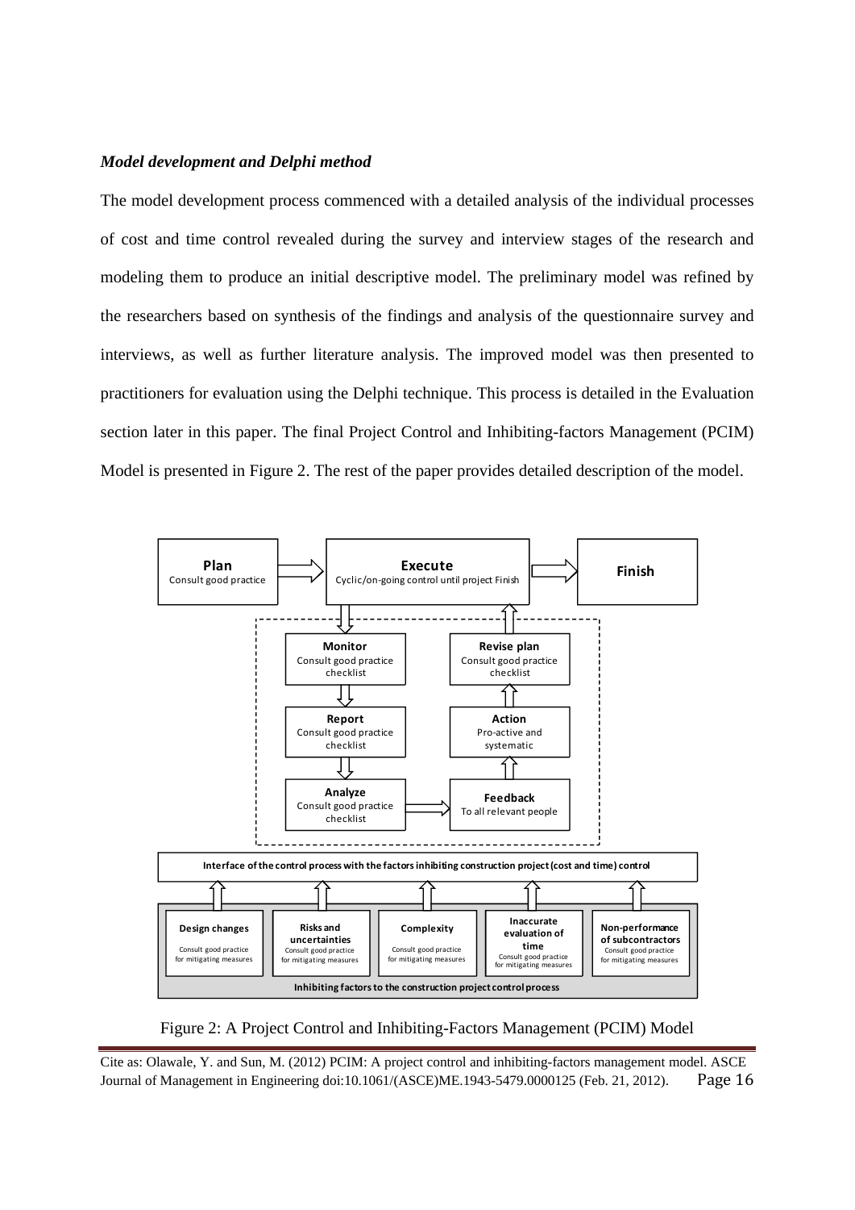*Model development and Delphi method*

The model development process commenced with a detailed analysis of the individual processes of cost and time control revealed during the survey and interview stages of the research and modeling them to produce an initial descriptive model. The preliminary model was refined by the researchers based on synthesis of the findings and analysis of the questionnaire survey and interviews, as well as further literature analysis. The improved model was then presented to practitioners for evaluation using the Delphi technique. This process is detailed in the Evaluation section later in this paper. The final Project Control and Inhibiting-factors Management (PCIM) Model is presented in Figure 2. The rest of the paper provides detailed description of the model.

Figure 2: A Project Control and Inhibiting-Factors Management (PCIM) Model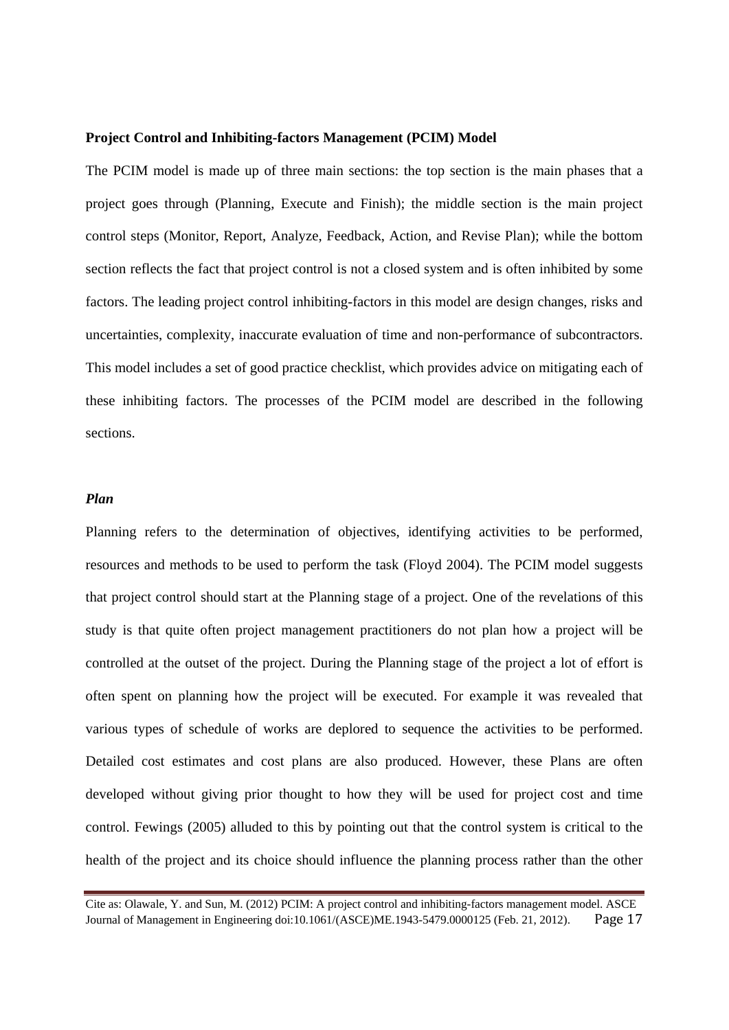**Project Control and Inhibiting-factors Management (PCIM) Model**

The PCIM model is made up of three main sections: the top section is the main phases that a project goes through (Planning, Execute and Finish); the middle section is the main project control steps (Monitor, Report, Analyze, Feedback, Action, and Revise Plan); while the bottom section reflects the fact that project control is not a closed system and is often inhibited by some factors. The leading project control inhibiting-factors in this model are design changes, risks and uncertainties, complexity, inaccurate evaluation of time and non-performance of subcontractors. This model includes a set of good practice checklist, which provides advice on mitigating each of these inhibiting factors. The processes of the PCIM model are described in the following sections.

***Plan***

Planning refers to the determination of objectives, identifying activities to be performed, resources and methods to be used to perform the task (Floyd 2004). The PCIM model suggests that project control should start at the Planning stage of a project. One of the revelations of this study is that quite often project management practitioners do not plan how a project will be controlled at the outset of the project. During the Planning stage of the project a lot of effort is often spent on planning how the project will be executed. For example it was revealed that various types of schedule of works are deplored to sequence the activities to be performed. Detailed cost estimates and cost plans are also produced. However, these Plans are often developed without giving prior thought to how they will be used for project cost and time control. Fewings (2005) alluded to this by pointing out that the control system is critical to the health of the project and its choice should influence the planning process rather than the other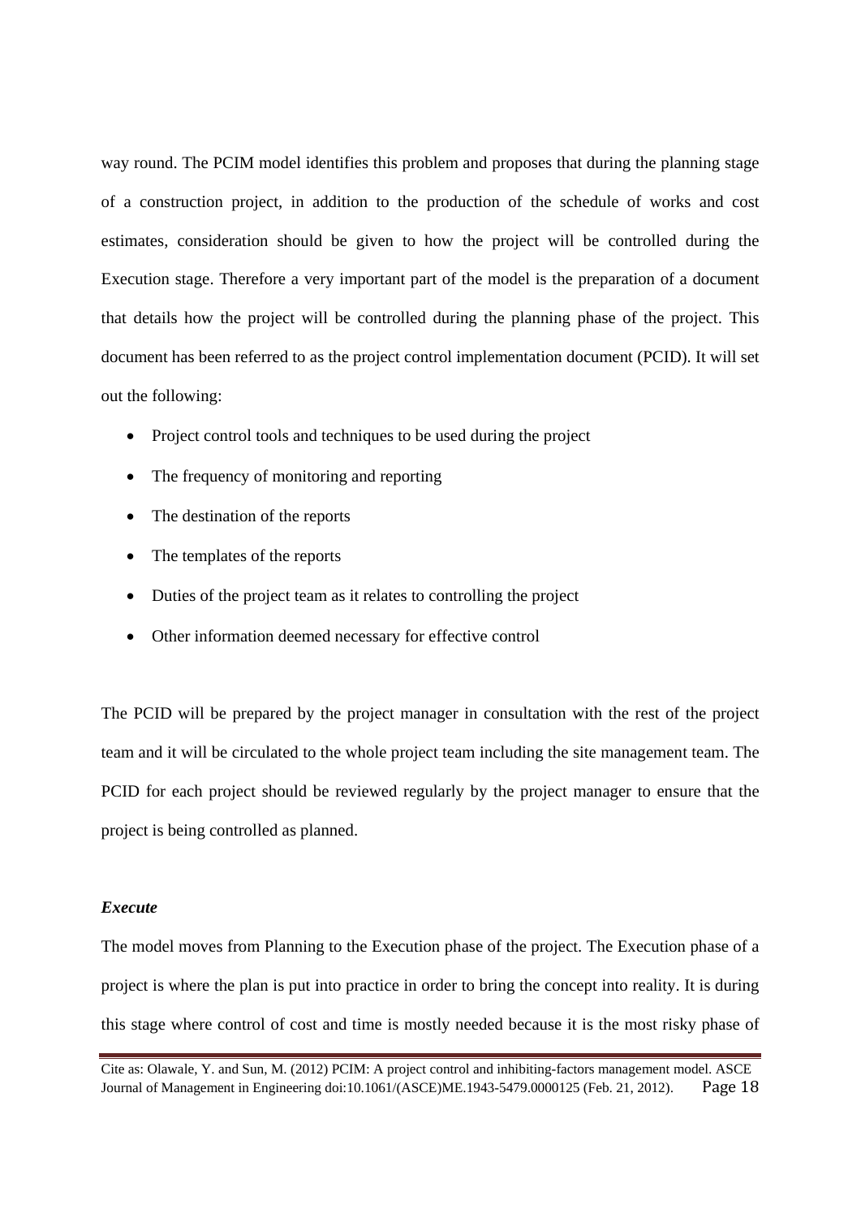way round. The PCIM model identifies this problem and proposes that during the planning stage of a construction project, in addition to the production of the schedule of works and cost estimates, consideration should be given to how the project will be controlled during the Execution stage. Therefore a very important part of the model is the preparation of a document that details how the project will be controlled during the planning phase of the project. This document has been referred to as the project control implementation document (PCID). It will set out the following:

- Project control tools and techniques to be used during the project
- The frequency of monitoring and reporting
- The destination of the reports
- The templates of the reports
- Duties of the project team as it relates to controlling the project
- Other information deemed necessary for effective control

The PCID will be prepared by the project manager in consultation with the rest of the project team and it will be circulated to the whole project team including the site management team. The PCID for each project should be reviewed regularly by the project manager to ensure that the project is being controlled as planned.

***Execute***

The model moves from Planning to the Execution phase of the project. The Execution phase of a project is where the plan is put into practice in order to bring the concept into reality. It is during this stage where control of cost and time is mostly needed because it is the most risky phase of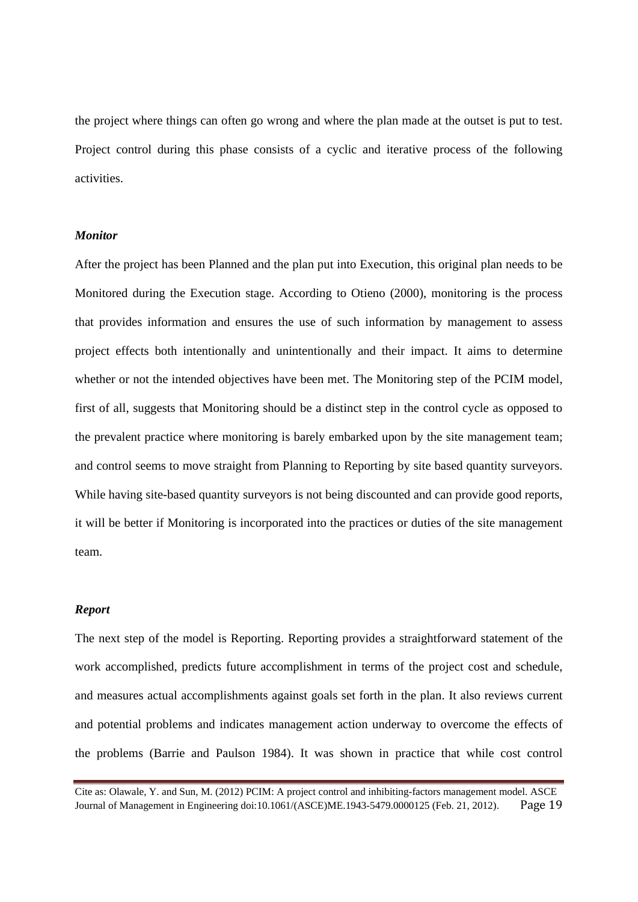the project where things can often go wrong and where the plan made at the outset is put to test. Project control during this phase consists of a cyclic and iterative process of the following activities.

***Monitor***

After the project has been Planned and the plan put into Execution, this original plan needs to be Monitored during the Execution stage. According to Otieno (2000), monitoring is the process that provides information and ensures the use of such information by management to assess project effects both intentionally and unintentionally and their impact. It aims to determine whether or not the intended objectives have been met. The Monitoring step of the PCIM model, first of all, suggests that Monitoring should be a distinct step in the control cycle as opposed to the prevalent practice where monitoring is barely embarked upon by the site management team; and control seems to move straight from Planning to Reporting by site based quantity surveyors. While having site-based quantity surveyors is not being discounted and can provide good reports, it will be better if Monitoring is incorporated into the practices or duties of the site management team.

***Report***

The next step of the model is Reporting. Reporting provides a straightforward statement of the work accomplished, predicts future accomplishment in terms of the project cost and schedule, and measures actual accomplishments against goals set forth in the plan. It also reviews current and potential problems and indicates management action underway to overcome the effects of the problems (Barrie and Paulson 1984). It was shown in practice that while cost control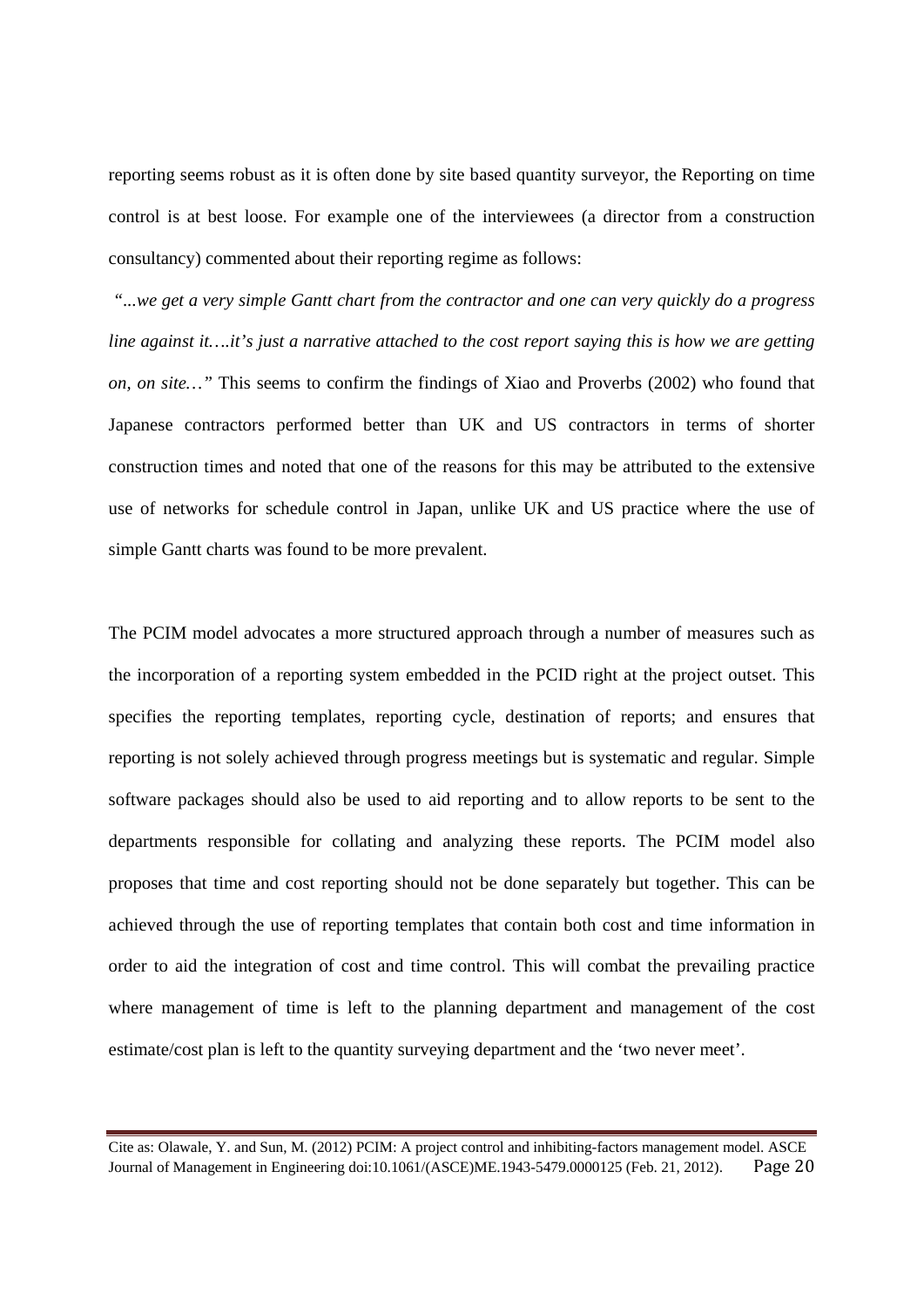reporting seems robust as it is often done by site based quantity surveyor, the Reporting on time control is at best loose. For example one of the interviewees (a director from a construction consultancy) commented about their reporting regime as follows:

*"...we get a very simple Gantt chart from the contractor and one can very quickly do a progress line against it….it's just a narrative attached to the cost report saying this is how we are getting on, on site…"* This seems to confirm the findings of Xiao and Proverbs (2002) who found that Japanese contractors performed better than UK and US contractors in terms of shorter construction times and noted that one of the reasons for this may be attributed to the extensive use of networks for schedule control in Japan, unlike UK and US practice where the use of simple Gantt charts was found to be more prevalent.

The PCIM model advocates a more structured approach through a number of measures such as the incorporation of a reporting system embedded in the PCID right at the project outset. This specifies the reporting templates, reporting cycle, destination of reports; and ensures that reporting is not solely achieved through progress meetings but is systematic and regular. Simple software packages should also be used to aid reporting and to allow reports to be sent to the departments responsible for collating and analyzing these reports. The PCIM model also proposes that time and cost reporting should not be done separately but together. This can be achieved through the use of reporting templates that contain both cost and time information in order to aid the integration of cost and time control. This will combat the prevailing practice where management of time is left to the planning department and management of the cost estimate/cost plan is left to the quantity surveying department and the 'two never meet'.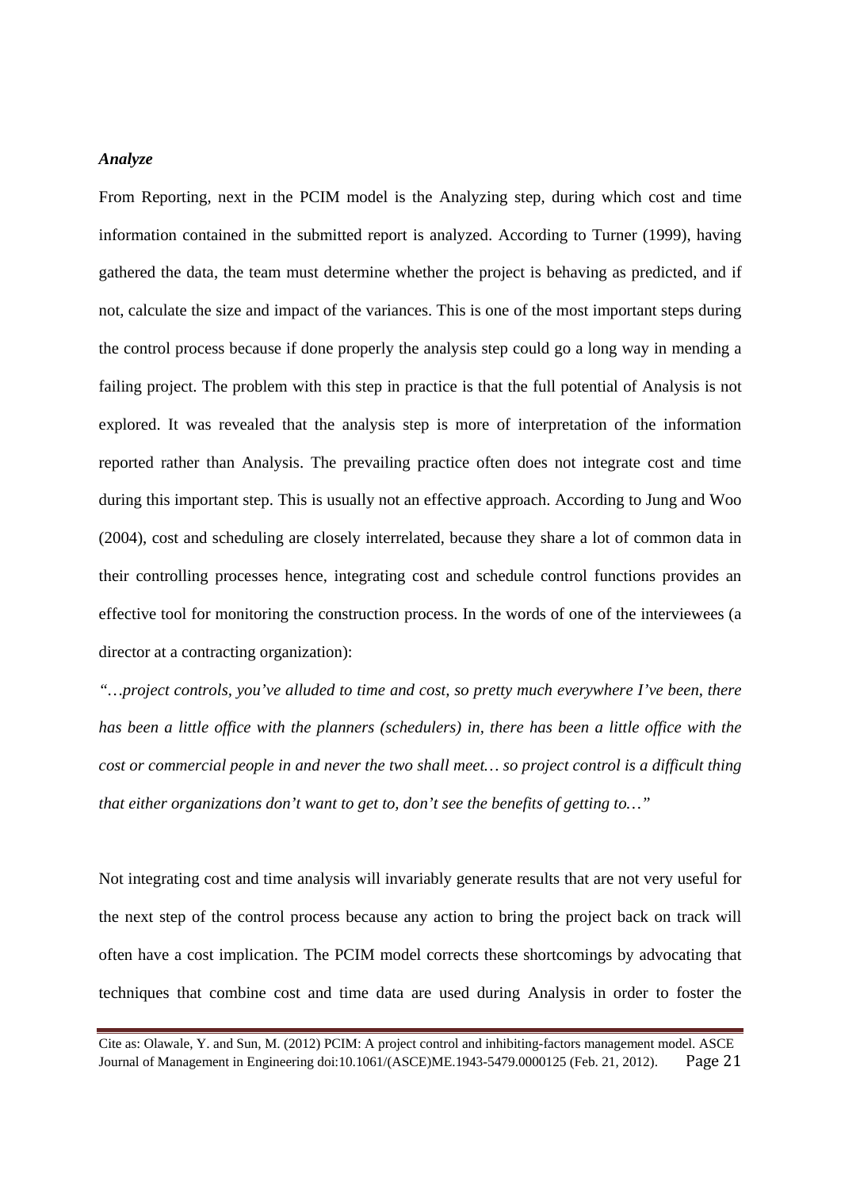***Analyze***

From Reporting, next in the PCIM model is the Analyzing step, during which cost and time information contained in the submitted report is analyzed. According to Turner (1999), having gathered the data, the team must determine whether the project is behaving as predicted, and if not, calculate the size and impact of the variances. This is one of the most important steps during the control process because if done properly the analysis step could go a long way in mending a failing project. The problem with this step in practice is that the full potential of Analysis is not explored. It was revealed that the analysis step is more of interpretation of the information reported rather than Analysis. The prevailing practice often does not integrate cost and time during this important step. This is usually not an effective approach. According to Jung and Woo (2004), cost and scheduling are closely interrelated, because they share a lot of common data in their controlling processes hence, integrating cost and schedule control functions provides an effective tool for monitoring the construction process. In the words of one of the interviewees (a director at a contracting organization):

*"…project controls, you've alluded to time and cost, so pretty much everywhere I've been, there has been a little office with the planners (schedulers) in, there has been a little office with the cost or commercial people in and never the two shall meet… so project control is a difficult thing that either organizations don't want to get to, don't see the benefits of getting to…"*

Not integrating cost and time analysis will invariably generate results that are not very useful for the next step of the control process because any action to bring the project back on track will often have a cost implication. The PCIM model corrects these shortcomings by advocating that techniques that combine cost and time data are used during Analysis in order to foster the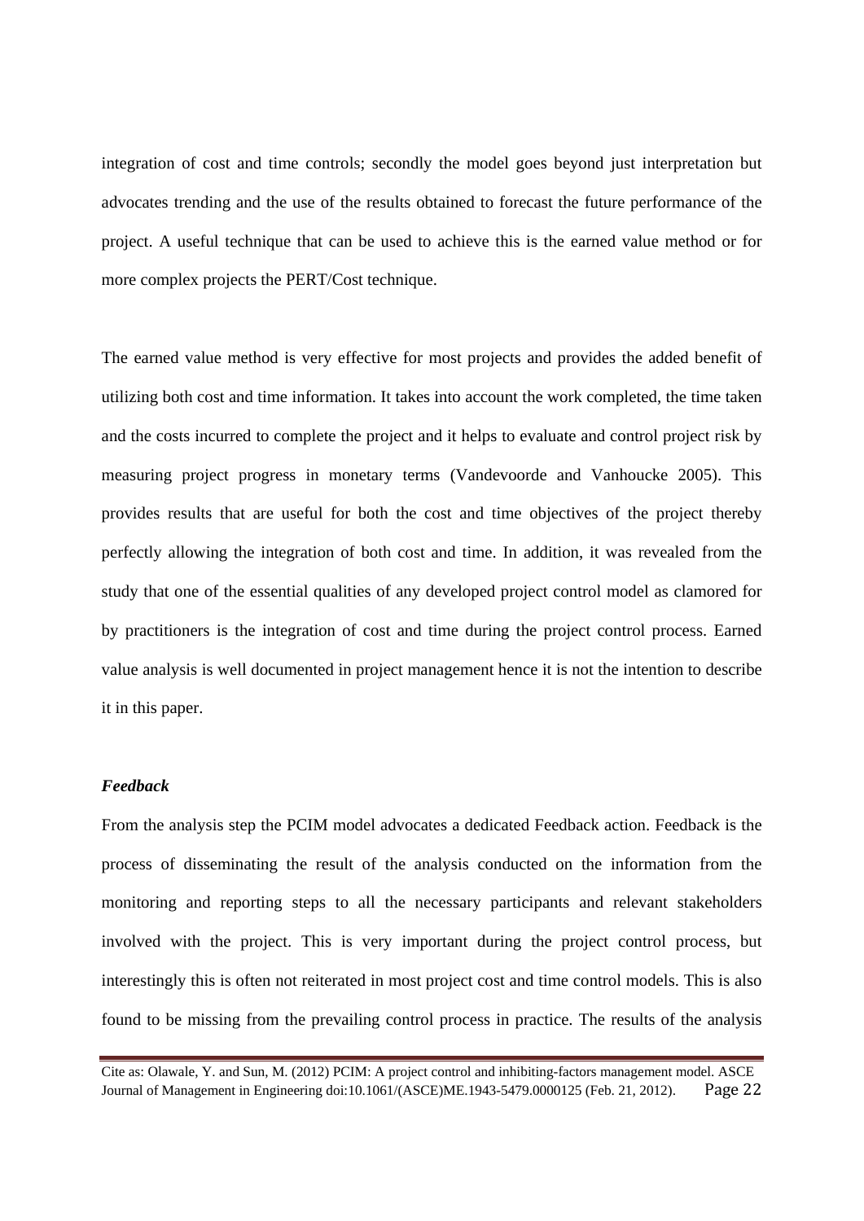integration of cost and time controls; secondly the model goes beyond just interpretation but advocates trending and the use of the results obtained to forecast the future performance of the project. A useful technique that can be used to achieve this is the earned value method or for more complex projects the PERT/Cost technique.

The earned value method is very effective for most projects and provides the added benefit of utilizing both cost and time information. It takes into account the work completed, the time taken and the costs incurred to complete the project and it helps to evaluate and control project risk by measuring project progress in monetary terms (Vandevoorde and Vanhoucke 2005). This provides results that are useful for both the cost and time objectives of the project thereby perfectly allowing the integration of both cost and time. In addition, it was revealed from the study that one of the essential qualities of any developed project control model as clamored for by practitioners is the integration of cost and time during the project control process. Earned value analysis is well documented in project management hence it is not the intention to describe it in this paper.

***Feedback***

From the analysis step the PCIM model advocates a dedicated Feedback action. Feedback is the process of disseminating the result of the analysis conducted on the information from the monitoring and reporting steps to all the necessary participants and relevant stakeholders involved with the project. This is very important during the project control process, but interestingly this is often not reiterated in most project cost and time control models. This is also found to be missing from the prevailing control process in practice. The results of the analysis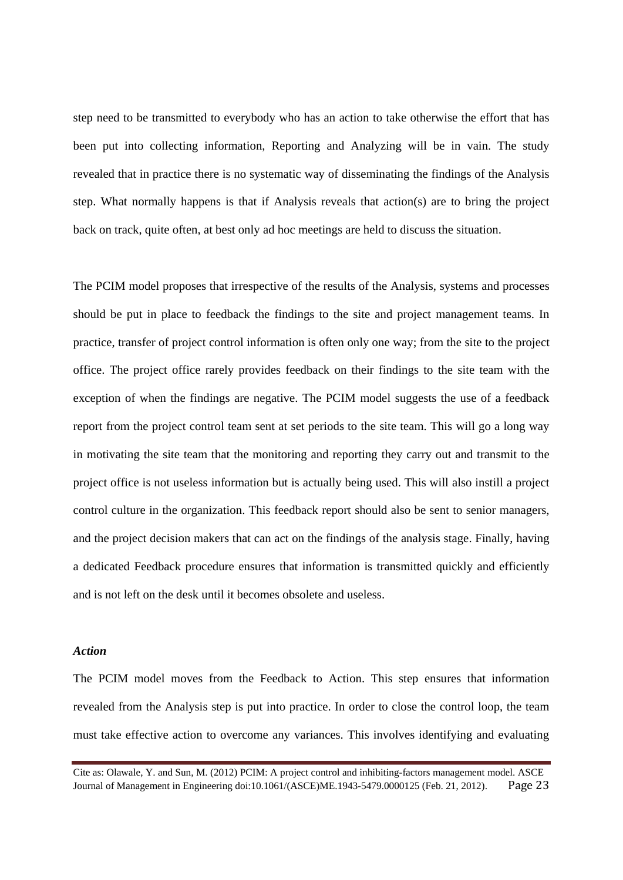step need to be transmitted to everybody who has an action to take otherwise the effort that has been put into collecting information, Reporting and Analyzing will be in vain. The study revealed that in practice there is no systematic way of disseminating the findings of the Analysis step. What normally happens is that if Analysis reveals that action(s) are to bring the project back on track, quite often, at best only ad hoc meetings are held to discuss the situation.

The PCIM model proposes that irrespective of the results of the Analysis, systems and processes should be put in place to feedback the findings to the site and project management teams. In practice, transfer of project control information is often only one way; from the site to the project office. The project office rarely provides feedback on their findings to the site team with the exception of when the findings are negative. The PCIM model suggests the use of a feedback report from the project control team sent at set periods to the site team. This will go a long way in motivating the site team that the monitoring and reporting they carry out and transmit to the project office is not useless information but is actually being used. This will also instill a project control culture in the organization. This feedback report should also be sent to senior managers, and the project decision makers that can act on the findings of the analysis stage. Finally, having a dedicated Feedback procedure ensures that information is transmitted quickly and efficiently and is not left on the desk until it becomes obsolete and useless.

***Action***

The PCIM model moves from the Feedback to Action. This step ensures that information revealed from the Analysis step is put into practice. In order to close the control loop, the team must take effective action to overcome any variances. This involves identifying and evaluating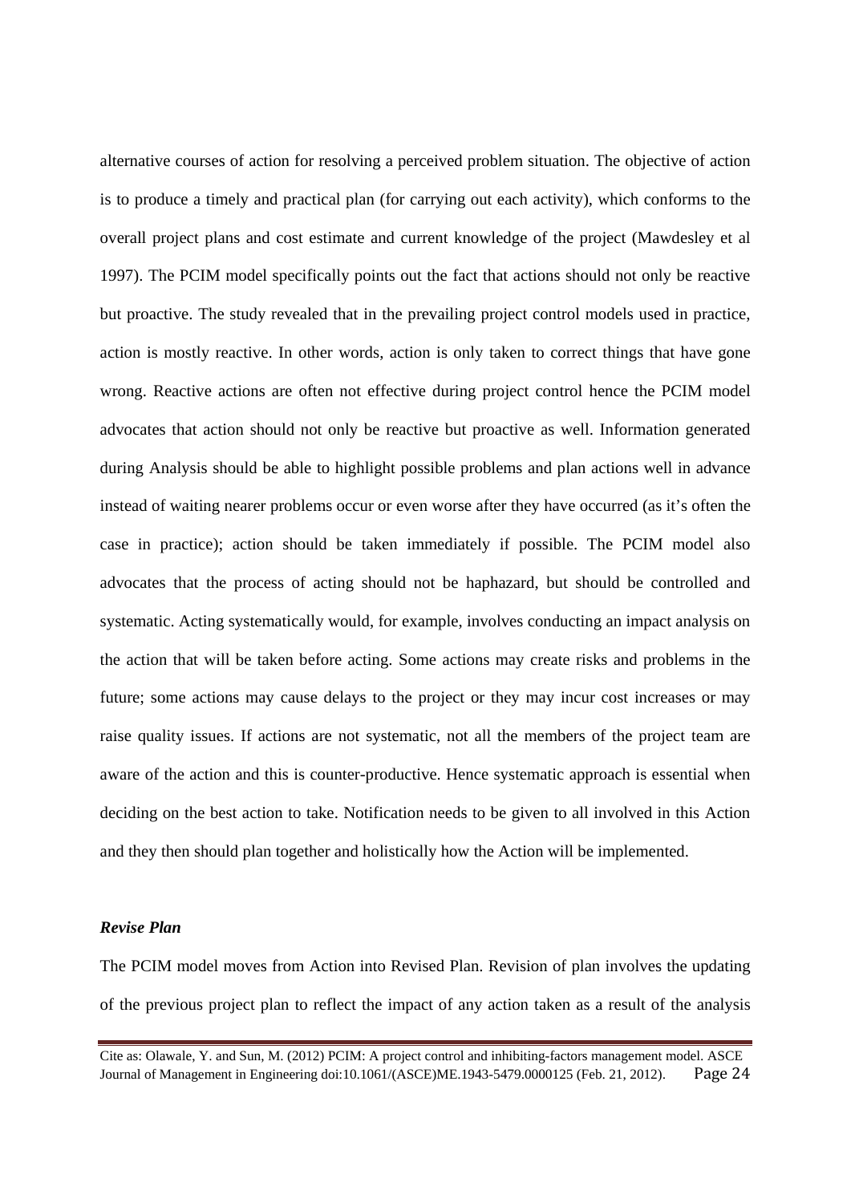alternative courses of action for resolving a perceived problem situation. The objective of action is to produce a timely and practical plan (for carrying out each activity), which conforms to the overall project plans and cost estimate and current knowledge of the project (Mawdesley et al 1997). The PCIM model specifically points out the fact that actions should not only be reactive but proactive. The study revealed that in the prevailing project control models used in practice, action is mostly reactive. In other words, action is only taken to correct things that have gone wrong. Reactive actions are often not effective during project control hence the PCIM model advocates that action should not only be reactive but proactive as well. Information generated during Analysis should be able to highlight possible problems and plan actions well in advance instead of waiting nearer problems occur or even worse after they have occurred (as it's often the case in practice); action should be taken immediately if possible. The PCIM model also advocates that the process of acting should not be haphazard, but should be controlled and systematic. Acting systematically would, for example, involves conducting an impact analysis on the action that will be taken before acting. Some actions may create risks and problems in the future; some actions may cause delays to the project or they may incur cost increases or may raise quality issues. If actions are not systematic, not all the members of the project team are aware of the action and this is counter-productive. Hence systematic approach is essential when deciding on the best action to take. Notification needs to be given to all involved in this Action and they then should plan together and holistically how the Action will be implemented.

***Revise Plan***

The PCIM model moves from Action into Revised Plan. Revision of plan involves the updating of the previous project plan to reflect the impact of any action taken as a result of the analysis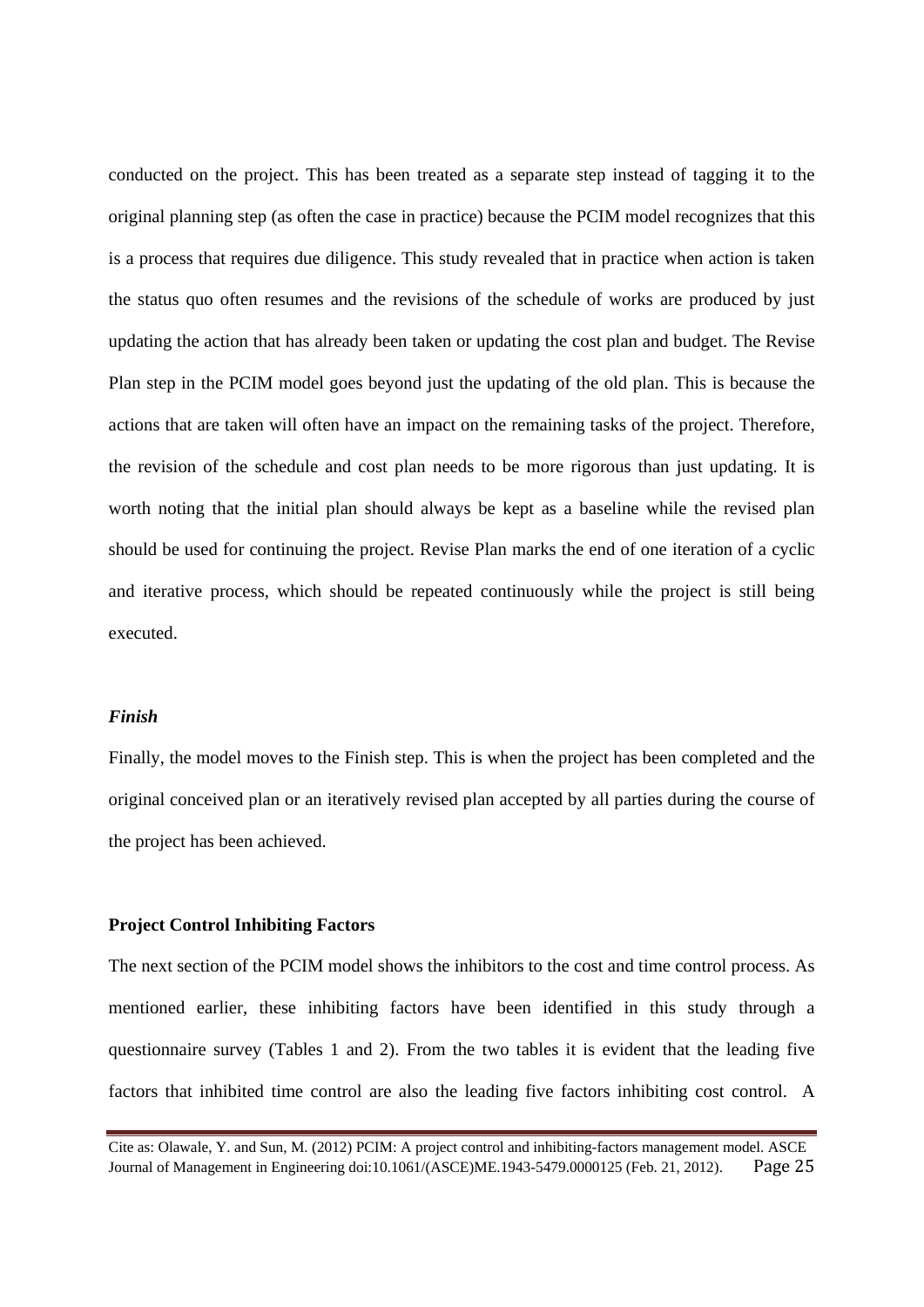conducted on the project. This has been treated as a separate step instead of tagging it to the original planning step (as often the case in practice) because the PCIM model recognizes that this is a process that requires due diligence. This study revealed that in practice when action is taken the status quo often resumes and the revisions of the schedule of works are produced by just updating the action that has already been taken or updating the cost plan and budget. The Revise Plan step in the PCIM model goes beyond just the updating of the old plan. This is because the actions that are taken will often have an impact on the remaining tasks of the project. Therefore, the revision of the schedule and cost plan needs to be more rigorous than just updating. It is worth noting that the initial plan should always be kept as a baseline while the revised plan should be used for continuing the project. Revise Plan marks the end of one iteration of a cyclic and iterative process, which should be repeated continuously while the project is still being executed.

***Finish***

Finally, the model moves to the Finish step. This is when the project has been completed and the original conceived plan or an iteratively revised plan accepted by all parties during the course of the project has been achieved.

**Project Control Inhibiting Factors**

The next section of the PCIM model shows the inhibitors to the cost and time control process. As mentioned earlier, these inhibiting factors have been identified in this study through a questionnaire survey (Tables 1 and 2). From the two tables it is evident that the leading five factors that inhibited time control are also the leading five factors inhibiting cost control. A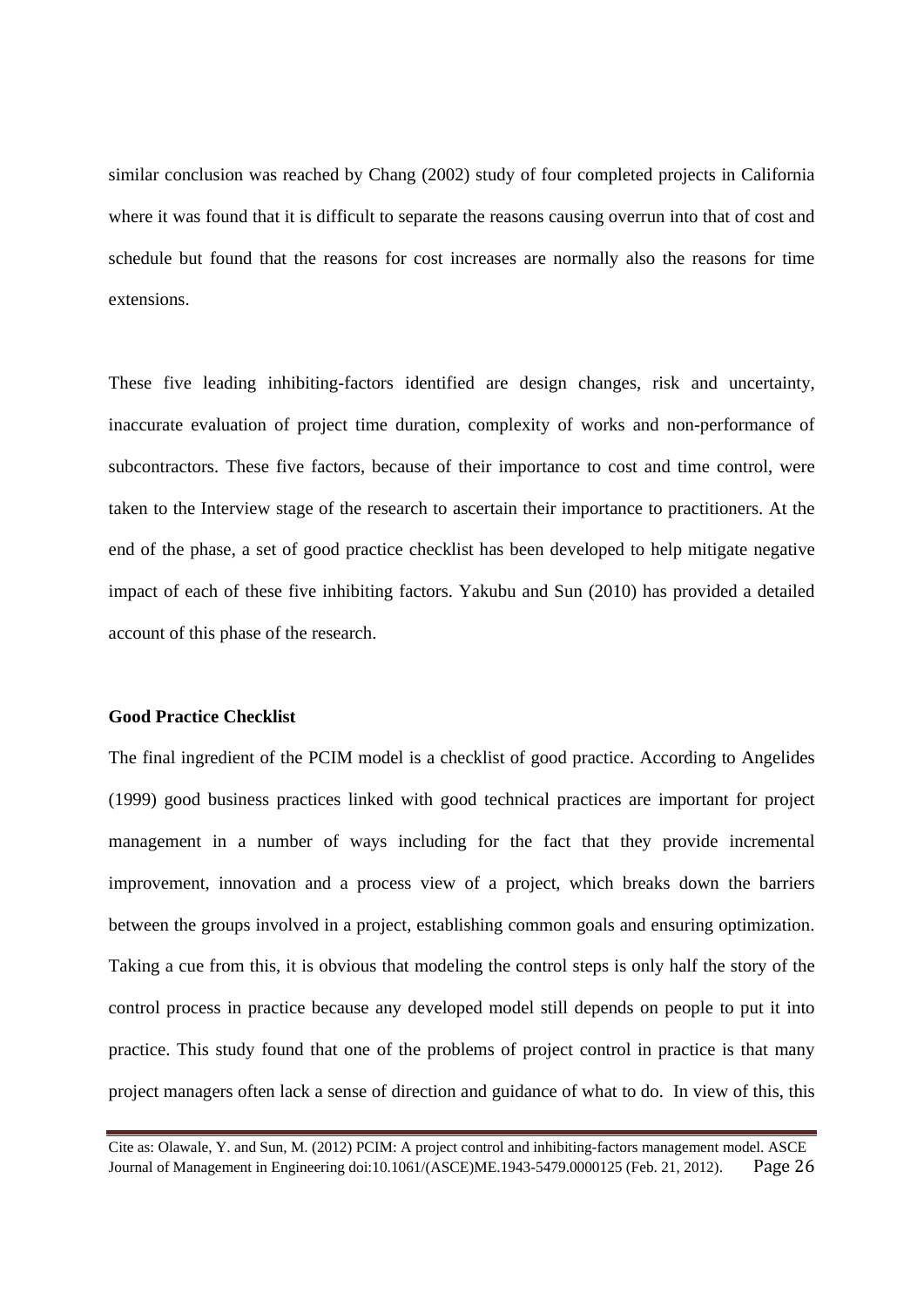similar conclusion was reached by Chang (2002) study of four completed projects in California where it was found that it is difficult to separate the reasons causing overrun into that of cost and schedule but found that the reasons for cost increases are normally also the reasons for time extensions.

These five leading inhibiting-factors identified are design changes, risk and uncertainty, inaccurate evaluation of project time duration, complexity of works and non-performance of subcontractors. These five factors, because of their importance to cost and time control, were taken to the Interview stage of the research to ascertain their importance to practitioners. At the end of the phase, a set of good practice checklist has been developed to help mitigate negative impact of each of these five inhibiting factors. Yakubu and Sun (2010) has provided a detailed account of this phase of the research.

**Good Practice Checklist**

The final ingredient of the PCIM model is a checklist of good practice. According to Angelides (1999) good business practices linked with good technical practices are important for project management in a number of ways including for the fact that they provide incremental improvement, innovation and a process view of a project, which breaks down the barriers between the groups involved in a project, establishing common goals and ensuring optimization. Taking a cue from this, it is obvious that modeling the control steps is only half the story of the control process in practice because any developed model still depends on people to put it into practice. This study found that one of the problems of project control in practice is that many project managers often lack a sense of direction and guidance of what to do. In view of this, this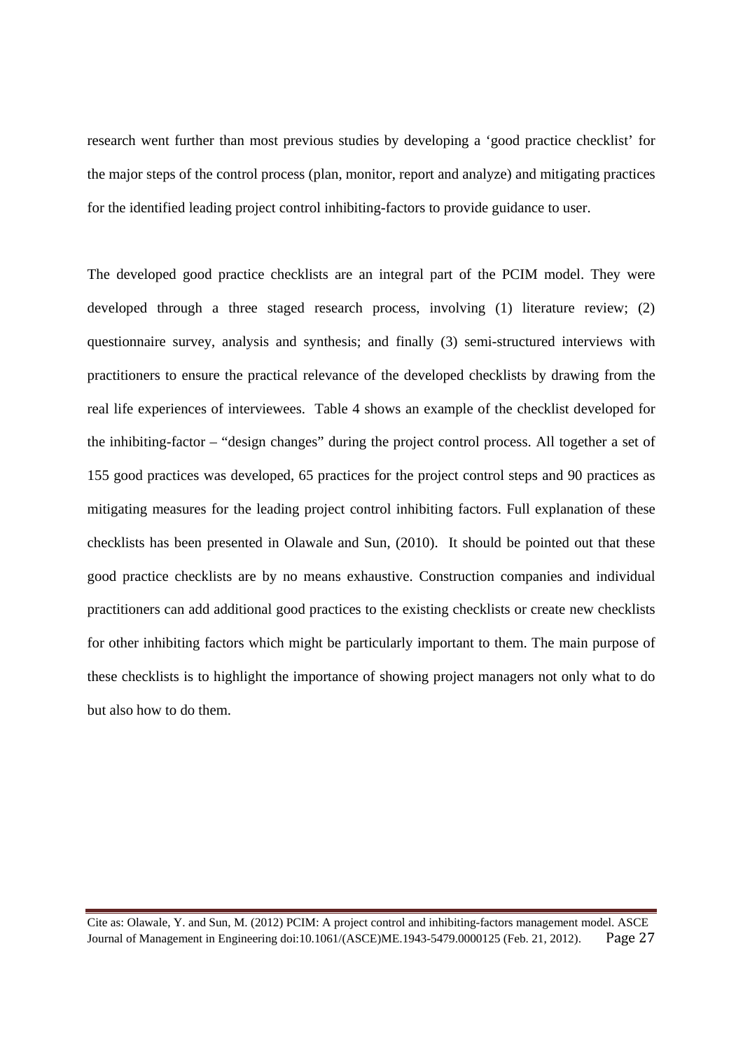research went further than most previous studies by developing a 'good practice checklist' for the major steps of the control process (plan, monitor, report and analyze) and mitigating practices for the identified leading project control inhibiting-factors to provide guidance to user.

The developed good practice checklists are an integral part of the PCIM model. They were developed through a three staged research process, involving (1) literature review; (2) questionnaire survey, analysis and synthesis; and finally (3) semi-structured interviews with practitioners to ensure the practical relevance of the developed checklists by drawing from the real life experiences of interviewees. Table 4 shows an example of the checklist developed for the inhibiting-factor – "design changes" during the project control process. All together a set of 155 good practices was developed, 65 practices for the project control steps and 90 practices as mitigating measures for the leading project control inhibiting factors. Full explanation of these checklists has been presented in Olawale and Sun, (2010). It should be pointed out that these good practice checklists are by no means exhaustive. Construction companies and individual practitioners can add additional good practices to the existing checklists or create new checklists for other inhibiting factors which might be particularly important to them. The main purpose of these checklists is to highlight the importance of showing project managers not only what to do but also how to do them.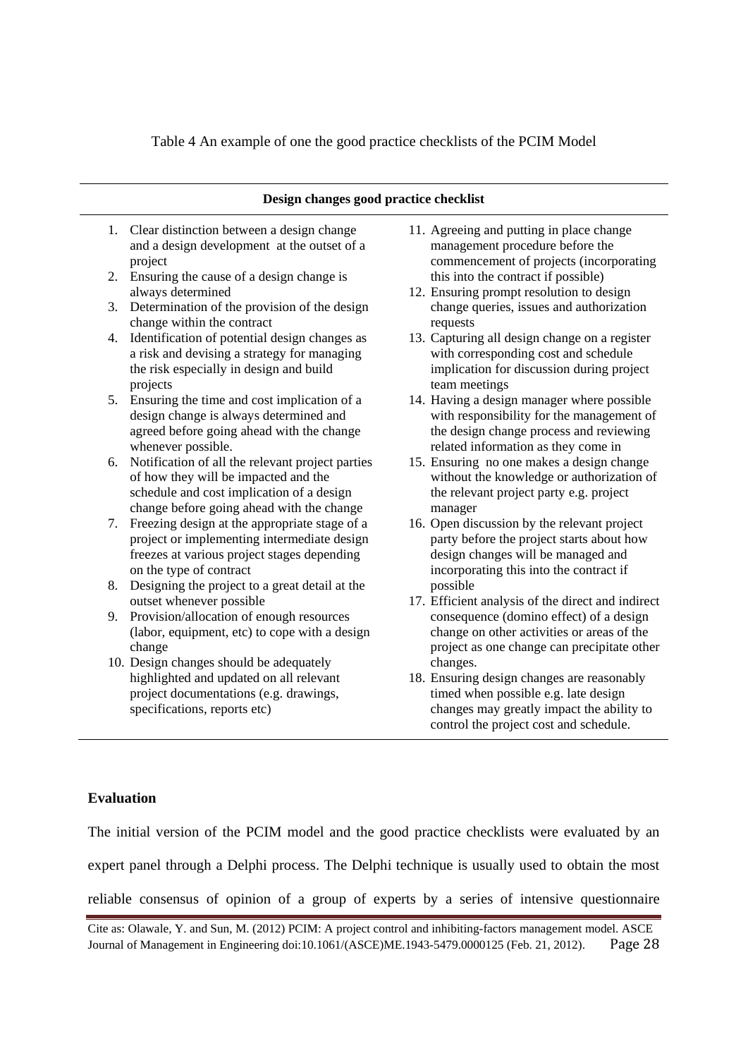Table 4 An example of one the good practice checklists of the PCIM Model

**Design changes good practice checklist**

1. Clear distinction between a design change and a design development at the outset of a project
2. Ensuring the cause of a design change is always determined
3. Determination of the provision of the design change within the contract
4. Identification of potential design changes as a risk and devising a strategy for managing the risk especially in design and build projects
5. Ensuring the time and cost implication of a design change is always determined and agreed before going ahead with the change whenever possible.
6. Notification of all the relevant project parties of how they will be impacted and the schedule and cost implication of a design change before going ahead with the change
7. Freezing design at the appropriate stage of a project or implementing intermediate design freezes at various project stages depending on the type of contract
8. Designing the project to a great detail at the outset whenever possible
9. Provision/allocation of enough resources (labor, equipment, etc) to cope with a design change
10. Design changes should be adequately highlighted and updated on all relevant project documentations (e.g. drawings, specifications, reports etc)
11. Agreeing and putting in place change management procedure before the commencement of projects (incorporating this into the contract if possible)
12. Ensuring prompt resolution to design change queries, issues and authorization requests
13. Capturing all design change on a register with corresponding cost and schedule implication for discussion during project team meetings
14. Having a design manager where possible with responsibility for the management of the design change process and reviewing related information as they come in
15. Ensuring no one makes a design change without the knowledge or authorization of the relevant project party e.g. project manager
16. Open discussion by the relevant project party before the project starts about how design changes will be managed and incorporating this into the contract if possible
17. Efficient analysis of the direct and indirect consequence (domino effect) of a design change on other activities or areas of the project as one change can precipitate other changes.
18. Ensuring design changes are reasonably timed when possible e.g. late design changes may greatly impact the ability to control the project cost and schedule.

## Evaluation

The initial version of the PCIM model and the good practice checklists were evaluated by an expert panel through a Delphi process. The Delphi technique is usually used to obtain the most reliable consensus of opinion of a group of experts by a series of intensive questionnaire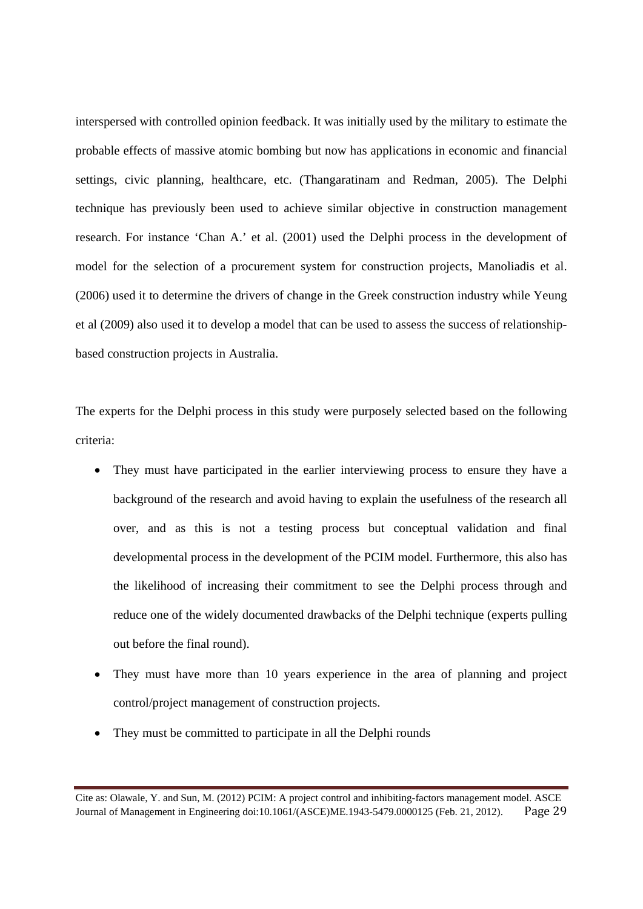interspersed with controlled opinion feedback. It was initially used by the military to estimate the probable effects of massive atomic bombing but now has applications in economic and financial settings, civic planning, healthcare, etc. (Thangaratinam and Redman, 2005). The Delphi technique has previously been used to achieve similar objective in construction management research. For instance 'Chan A.' et al. (2001) used the Delphi process in the development of model for the selection of a procurement system for construction projects, Manoliadis et al. (2006) used it to determine the drivers of change in the Greek construction industry while Yeung et al (2009) also used it to develop a model that can be used to assess the success of relationship-based construction projects in Australia.

The experts for the Delphi process in this study were purposely selected based on the following criteria:

- They must have participated in the earlier interviewing process to ensure they have a background of the research and avoid having to explain the usefulness of the research all over, and as this is not a testing process but conceptual validation and final developmental process in the development of the PCIM model. Furthermore, this also has the likelihood of increasing their commitment to see the Delphi process through and reduce one of the widely documented drawbacks of the Delphi technique (experts pulling out before the final round).
- They must have more than 10 years experience in the area of planning and project control/project management of construction projects.
- They must be committed to participate in all the Delphi rounds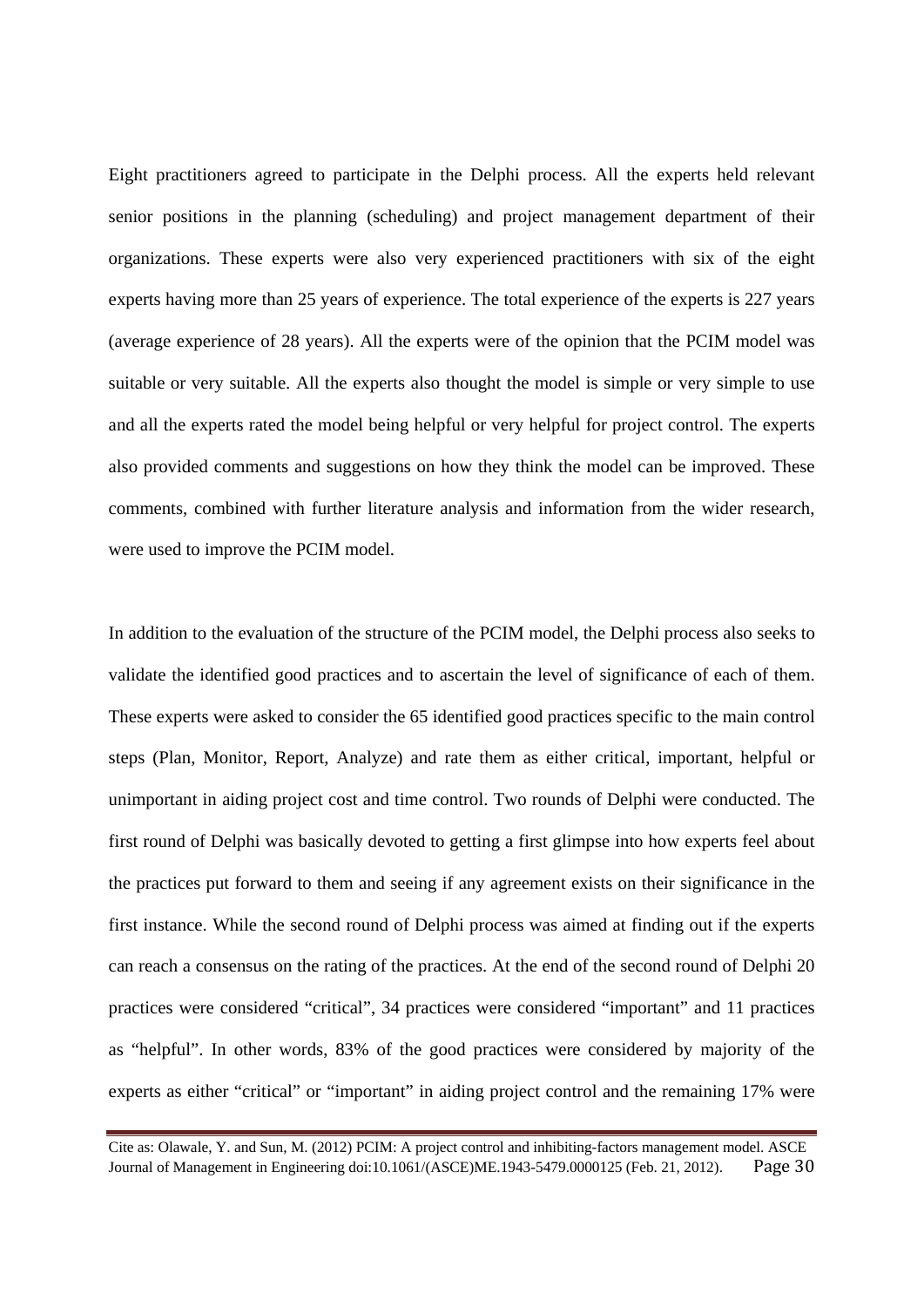Eight practitioners agreed to participate in the Delphi process. All the experts held relevant senior positions in the planning (scheduling) and project management department of their organizations. These experts were also very experienced practitioners with six of the eight experts having more than 25 years of experience. The total experience of the experts is 227 years (average experience of 28 years). All the experts were of the opinion that the PCIM model was suitable or very suitable. All the experts also thought the model is simple or very simple to use and all the experts rated the model being helpful or very helpful for project control. The experts also provided comments and suggestions on how they think the model can be improved. These comments, combined with further literature analysis and information from the wider research, were used to improve the PCIM model.

In addition to the evaluation of the structure of the PCIM model, the Delphi process also seeks to validate the identified good practices and to ascertain the level of significance of each of them. These experts were asked to consider the 65 identified good practices specific to the main control steps (Plan, Monitor, Report, Analyze) and rate them as either critical, important, helpful or unimportant in aiding project cost and time control. Two rounds of Delphi were conducted. The first round of Delphi was basically devoted to getting a first glimpse into how experts feel about the practices put forward to them and seeing if any agreement exists on their significance in the first instance. While the second round of Delphi process was aimed at finding out if the experts can reach a consensus on the rating of the practices. At the end of the second round of Delphi 20 practices were considered "critical", 34 practices were considered "important" and 11 practices as "helpful". In other words, 83% of the good practices were considered by majority of the experts as either "critical" or "important" in aiding project control and the remaining 17% were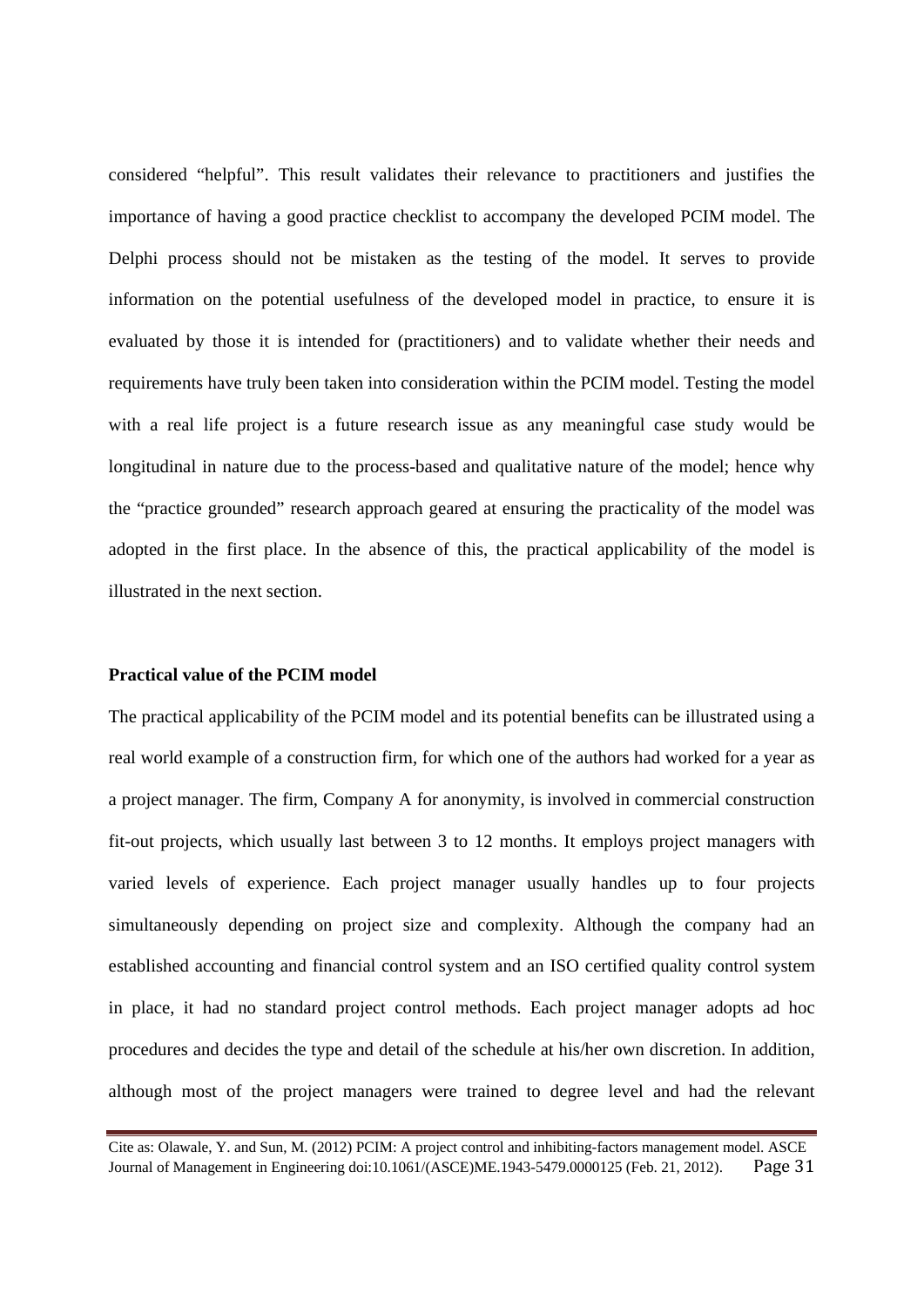considered "helpful". This result validates their relevance to practitioners and justifies the importance of having a good practice checklist to accompany the developed PCIM model. The Delphi process should not be mistaken as the testing of the model. It serves to provide information on the potential usefulness of the developed model in practice, to ensure it is evaluated by those it is intended for (practitioners) and to validate whether their needs and requirements have truly been taken into consideration within the PCIM model. Testing the model with a real life project is a future research issue as any meaningful case study would be longitudinal in nature due to the process-based and qualitative nature of the model; hence why the "practice grounded" research approach geared at ensuring the practicality of the model was adopted in the first place. In the absence of this, the practical applicability of the model is illustrated in the next section.

### Practical value of the PCIM model

The practical applicability of the PCIM model and its potential benefits can be illustrated using a real world example of a construction firm, for which one of the authors had worked for a year as a project manager. The firm, Company A for anonymity, is involved in commercial construction fit-out projects, which usually last between 3 to 12 months. It employs project managers with varied levels of experience. Each project manager usually handles up to four projects simultaneously depending on project size and complexity. Although the company had an established accounting and financial control system and an ISO certified quality control system in place, it had no standard project control methods. Each project manager adopts ad hoc procedures and decides the type and detail of the schedule at his/her own discretion. In addition, although most of the project managers were trained to degree level and had the relevant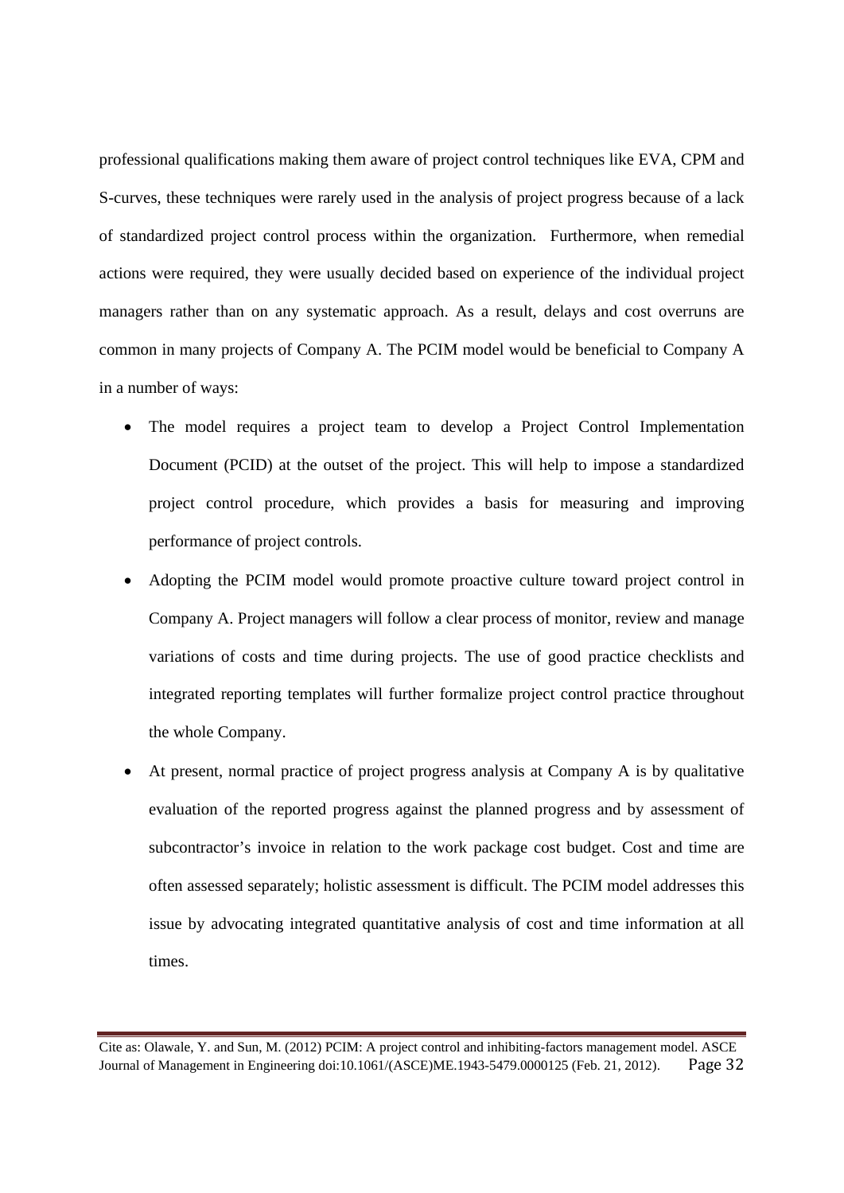professional qualifications making them aware of project control techniques like EVA, CPM and S-curves, these techniques were rarely used in the analysis of project progress because of a lack of standardized project control process within the organization. Furthermore, when remedial actions were required, they were usually decided based on experience of the individual project managers rather than on any systematic approach. As a result, delays and cost overruns are common in many projects of Company A. The PCIM model would be beneficial to Company A in a number of ways:

- The model requires a project team to develop a Project Control Implementation Document (PCID) at the outset of the project. This will help to impose a standardized project control procedure, which provides a basis for measuring and improving performance of project controls.
- Adopting the PCIM model would promote proactive culture toward project control in Company A. Project managers will follow a clear process of monitor, review and manage variations of costs and time during projects. The use of good practice checklists and integrated reporting templates will further formalize project control practice throughout the whole Company.
- At present, normal practice of project progress analysis at Company A is by qualitative evaluation of the reported progress against the planned progress and by assessment of subcontractor's invoice in relation to the work package cost budget. Cost and time are often assessed separately; holistic assessment is difficult. The PCIM model addresses this issue by advocating integrated quantitative analysis of cost and time information at all times.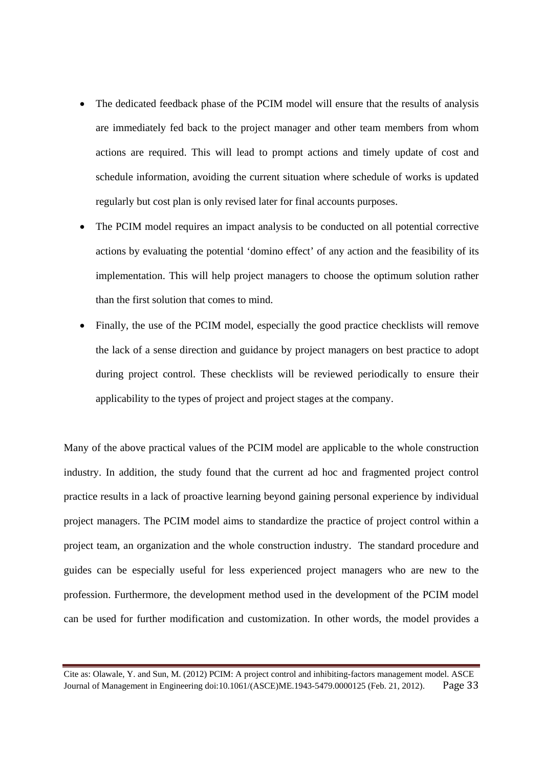- The dedicated feedback phase of the PCIM model will ensure that the results of analysis are immediately fed back to the project manager and other team members from whom actions are required. This will lead to prompt actions and timely update of cost and schedule information, avoiding the current situation where schedule of works is updated regularly but cost plan is only revised later for final accounts purposes.
- The PCIM model requires an impact analysis to be conducted on all potential corrective actions by evaluating the potential 'domino effect' of any action and the feasibility of its implementation. This will help project managers to choose the optimum solution rather than the first solution that comes to mind.
- Finally, the use of the PCIM model, especially the good practice checklists will remove the lack of a sense direction and guidance by project managers on best practice to adopt during project control. These checklists will be reviewed periodically to ensure their applicability to the types of project and project stages at the company.

Many of the above practical values of the PCIM model are applicable to the whole construction industry. In addition, the study found that the current ad hoc and fragmented project control practice results in a lack of proactive learning beyond gaining personal experience by individual project managers. The PCIM model aims to standardize the practice of project control within a project team, an organization and the whole construction industry. The standard procedure and guides can be especially useful for less experienced project managers who are new to the profession. Furthermore, the development method used in the development of the PCIM model can be used for further modification and customization. In other words, the model provides a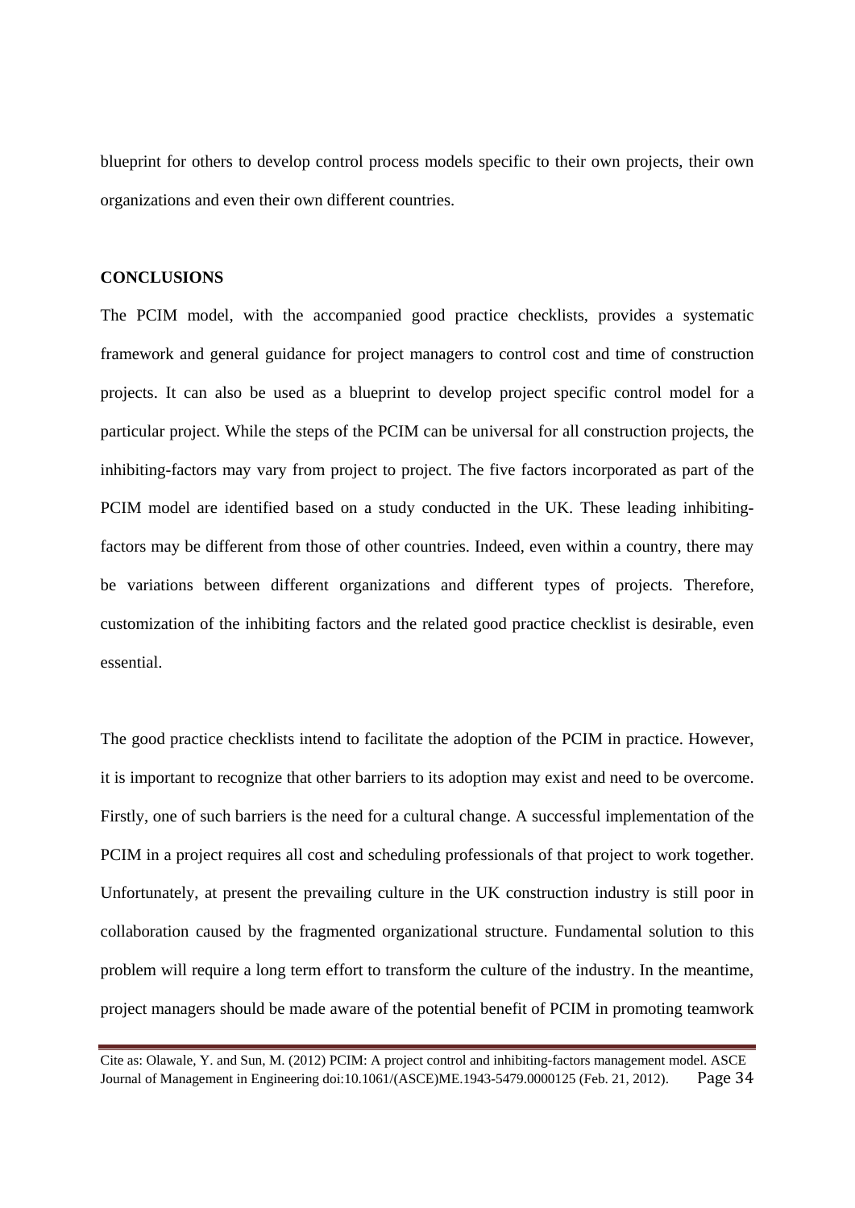blueprint for others to develop control process models specific to their own projects, their own organizations and even their own different countries.

## CONCLUSIONS

The PCIM model, with the accompanied good practice checklists, provides a systematic framework and general guidance for project managers to control cost and time of construction projects. It can also be used as a blueprint to develop project specific control model for a particular project. While the steps of the PCIM can be universal for all construction projects, the inhibiting-factors may vary from project to project. The five factors incorporated as part of the PCIM model are identified based on a study conducted in the UK. These leading inhibiting-factors may be different from those of other countries. Indeed, even within a country, there may be variations between different organizations and different types of projects. Therefore, customization of the inhibiting factors and the related good practice checklist is desirable, even essential.

The good practice checklists intend to facilitate the adoption of the PCIM in practice. However, it is important to recognize that other barriers to its adoption may exist and need to be overcome. Firstly, one of such barriers is the need for a cultural change. A successful implementation of the PCIM in a project requires all cost and scheduling professionals of that project to work together. Unfortunately, at present the prevailing culture in the UK construction industry is still poor in collaboration caused by the fragmented organizational structure. Fundamental solution to this problem will require a long term effort to transform the culture of the industry. In the meantime, project managers should be made aware of the potential benefit of PCIM in promoting teamwork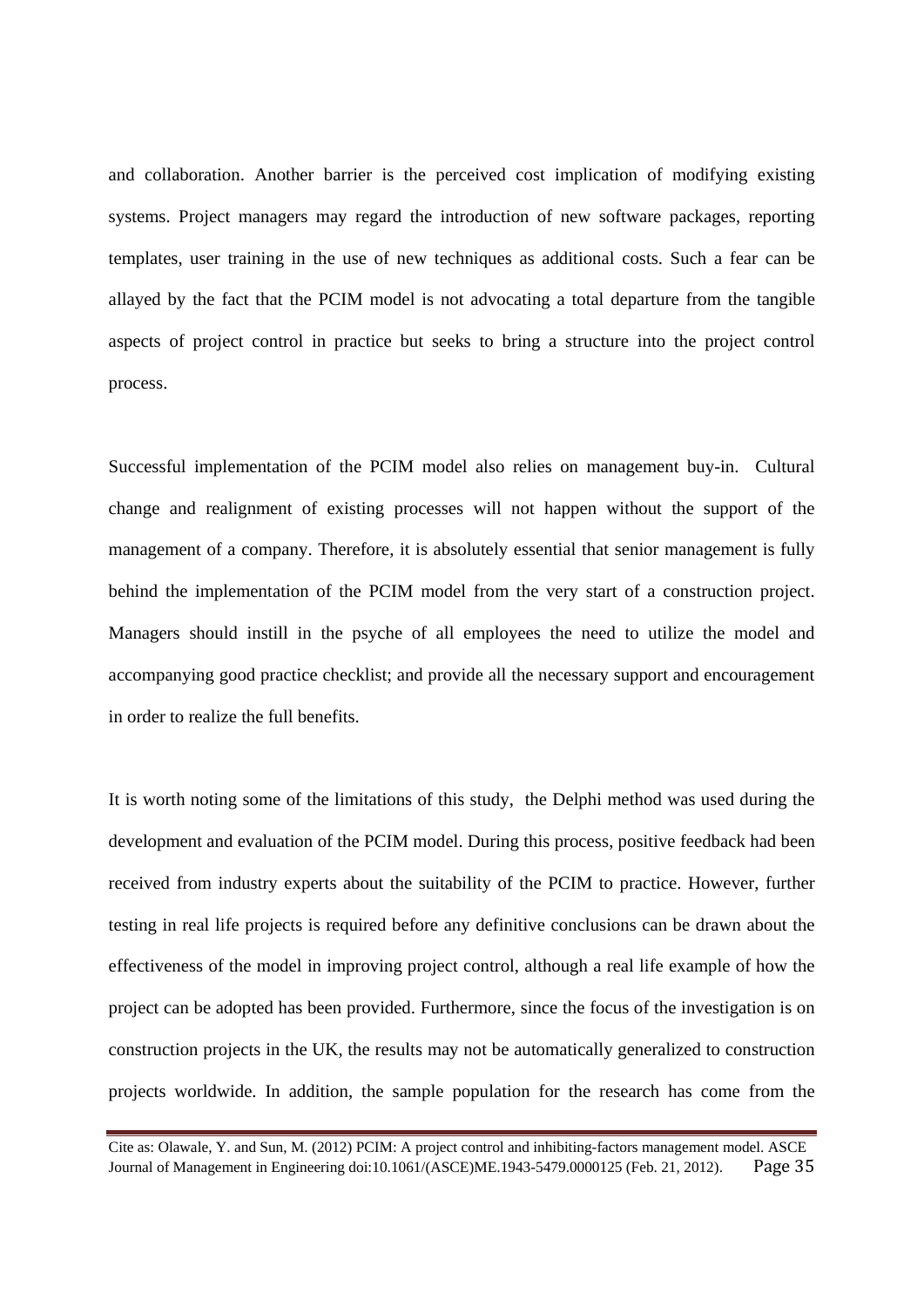and collaboration. Another barrier is the perceived cost implication of modifying existing systems. Project managers may regard the introduction of new software packages, reporting templates, user training in the use of new techniques as additional costs. Such a fear can be allayed by the fact that the PCIM model is not advocating a total departure from the tangible aspects of project control in practice but seeks to bring a structure into the project control process.

Successful implementation of the PCIM model also relies on management buy-in. Cultural change and realignment of existing processes will not happen without the support of the management of a company. Therefore, it is absolutely essential that senior management is fully behind the implementation of the PCIM model from the very start of a construction project. Managers should instill in the psyche of all employees the need to utilize the model and accompanying good practice checklist; and provide all the necessary support and encouragement in order to realize the full benefits.

It is worth noting some of the limitations of this study, the Delphi method was used during the development and evaluation of the PCIM model. During this process, positive feedback had been received from industry experts about the suitability of the PCIM to practice. However, further testing in real life projects is required before any definitive conclusions can be drawn about the effectiveness of the model in improving project control, although a real life example of how the project can be adopted has been provided. Furthermore, since the focus of the investigation is on construction projects in the UK, the results may not be automatically generalized to construction projects worldwide. In addition, the sample population for the research has come from the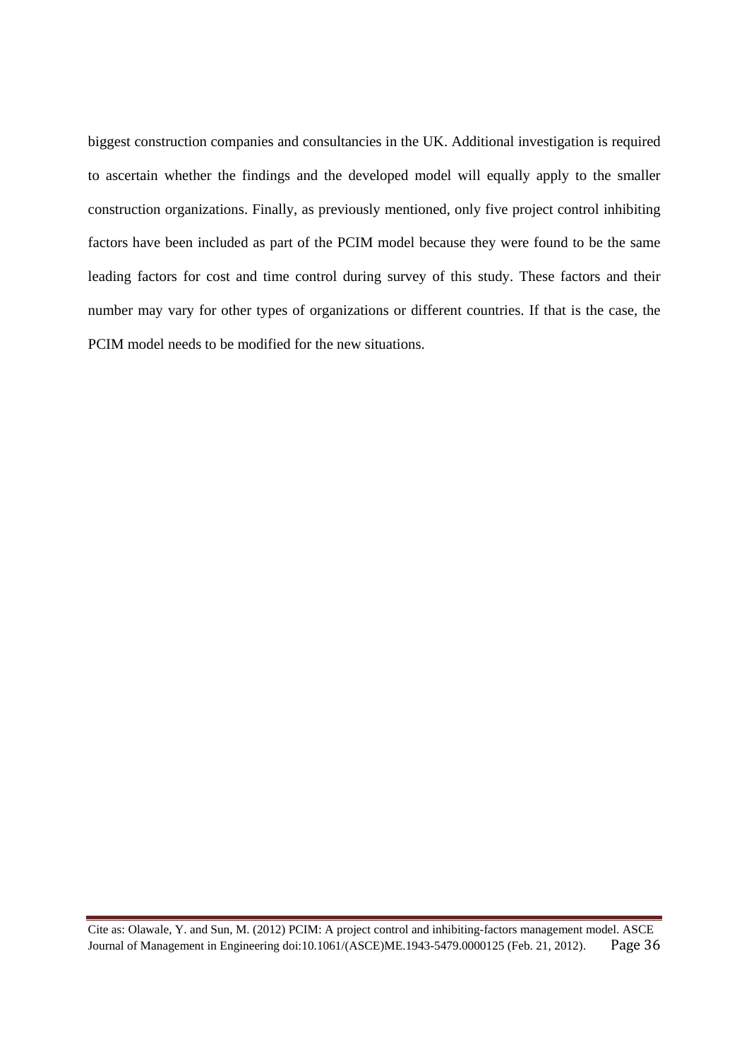biggest construction companies and consultancies in the UK. Additional investigation is required to ascertain whether the findings and the developed model will equally apply to the smaller construction organizations. Finally, as previously mentioned, only five project control inhibiting factors have been included as part of the PCIM model because they were found to be the same leading factors for cost and time control during survey of this study. These factors and their number may vary for other types of organizations or different countries. If that is the case, the PCIM model needs to be modified for the new situations.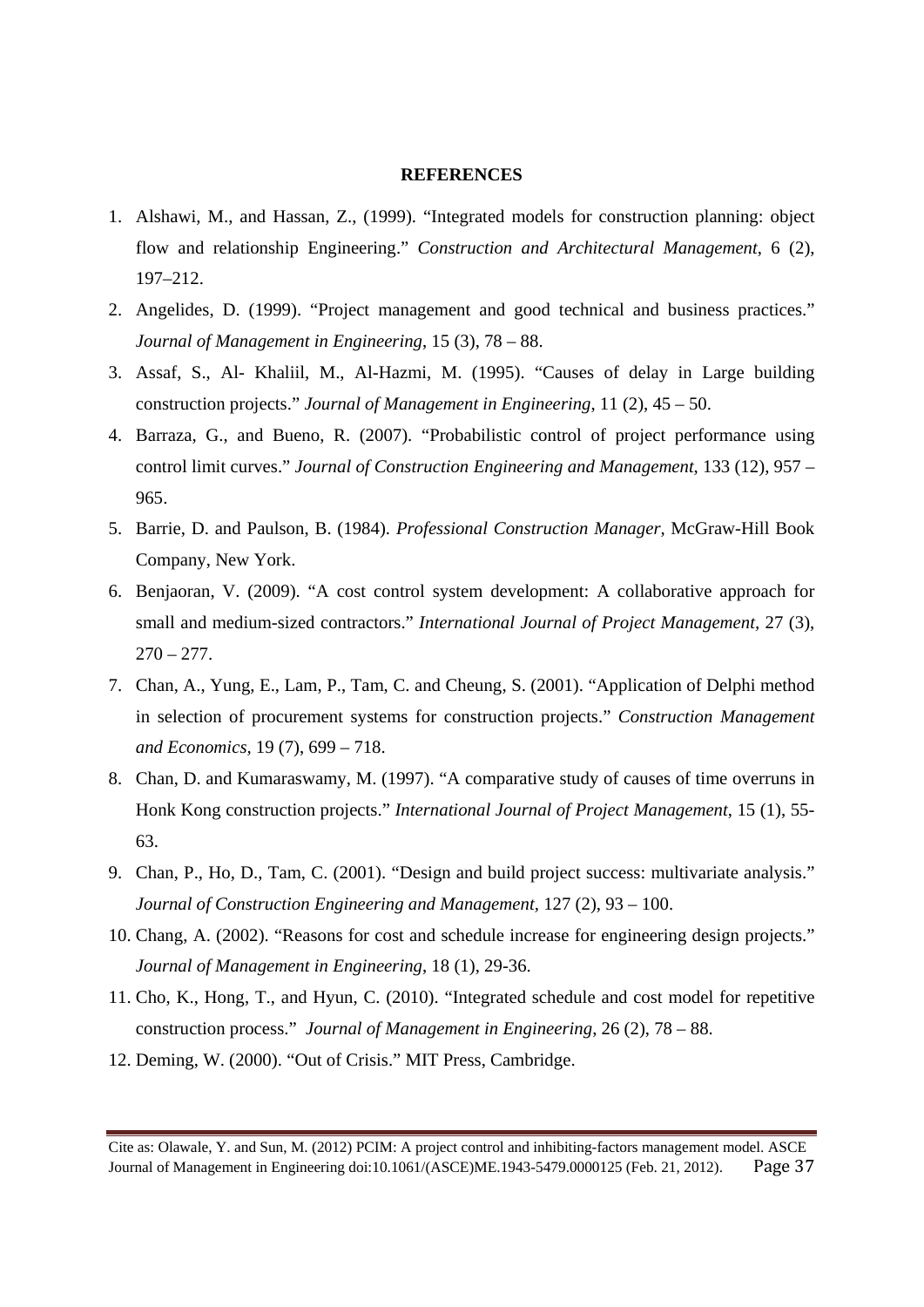**REFERENCES**

1. Alshawi, M., and Hassan, Z., (1999). "Integrated models for construction planning: object flow and relationship Engineering." *Construction and Architectural Management*, 6 (2), 197–212.
2. Angelides, D. (1999). "Project management and good technical and business practices." *Journal of Management in Engineering*, 15 (3), 78 – 88.
3. Assaf, S., Al- Khaliil, M., Al-Hazmi, M. (1995). "Causes of delay in Large building construction projects." *Journal of Management in Engineering*, 11 (2), 45 – 50.
4. Barraza, G., and Bueno, R. (2007). "Probabilistic control of project performance using control limit curves." *Journal of Construction Engineering and Management*, 133 (12), 957 – 965.
5. Barrie, D. and Paulson, B. (1984). *Professional Construction Manager*, McGraw-Hill Book Company, New York.
6. Benjaoran, V. (2009). "A cost control system development: A collaborative approach for small and medium-sized contractors." *International Journal of Project Management*, 27 (3), 270 – 277.
7. Chan, A., Yung, E., Lam, P., Tam, C. and Cheung, S. (2001). "Application of Delphi method in selection of procurement systems for construction projects." *Construction Management and Economics*, 19 (7), 699 – 718.
8. Chan, D. and Kumaraswamy, M. (1997). "A comparative study of causes of time overruns in Honk Kong construction projects." *International Journal of Project Management*, 15 (1), 55-63.
9. Chan, P., Ho, D., Tam, C. (2001). "Design and build project success: multivariate analysis." *Journal of Construction Engineering and Management*, 127 (2), 93 – 100.
10. Chang, A. (2002). "Reasons for cost and schedule increase for engineering design projects." *Journal of Management in Engineering*, 18 (1), 29-36.
11. Cho, K., Hong, T., and Hyun, C. (2010). "Integrated schedule and cost model for repetitive construction process." *Journal of Management in Engineering*, 26 (2), 78 – 88.
12. Deming, W. (2000). "Out of Crisis." MIT Press, Cambridge.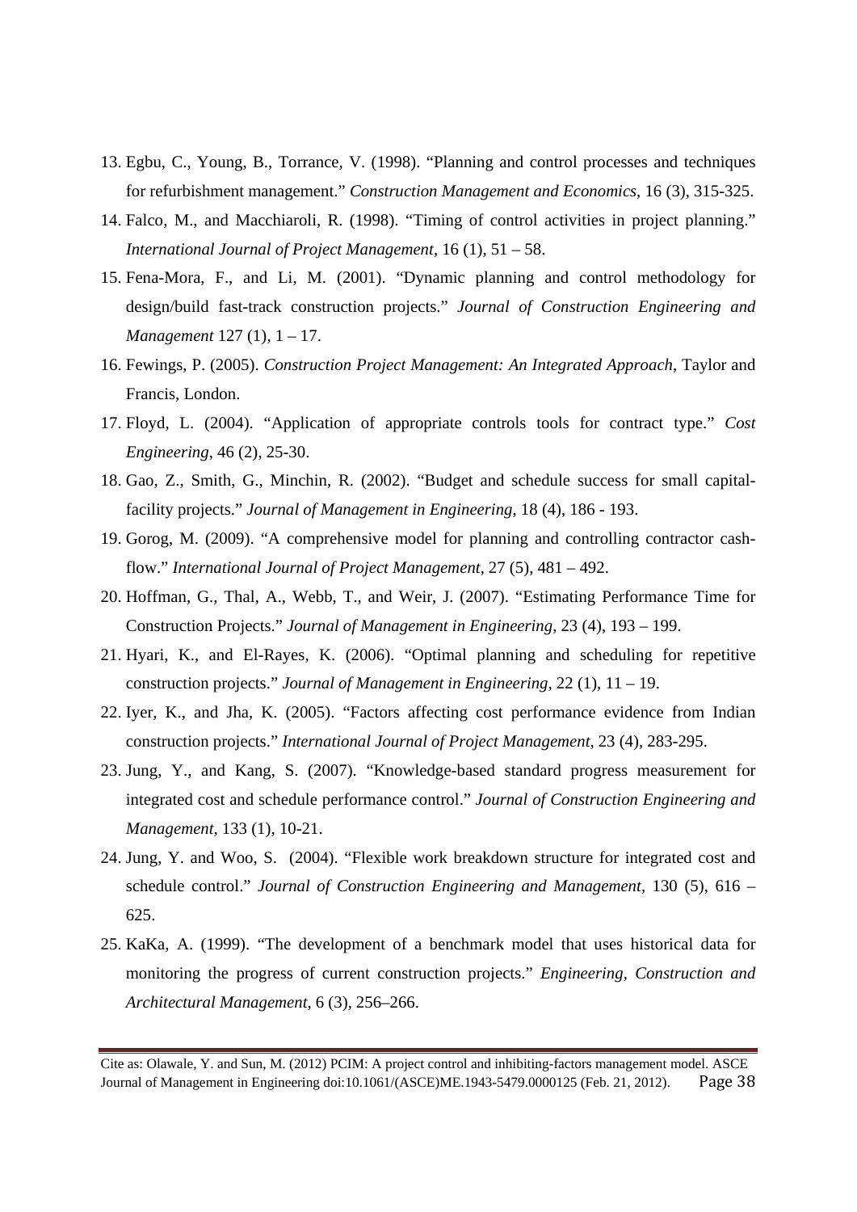13. Egbu, C., Young, B., Torrance, V. (1998). "Planning and control processes and techniques for refurbishment management." *Construction Management and Economics*, 16 (3), 315-325.
14. Falco, M., and Macchiaroli, R. (1998). "Timing of control activities in project planning." *International Journal of Project Management*, 16 (1), 51 – 58.
15. Fena-Mora, F., and Li, M. (2001). "Dynamic planning and control methodology for design/build fast-track construction projects." *Journal of Construction Engineering and Management* 127 (1), 1 – 17.
16. Fewings, P. (2005). *Construction Project Management: An Integrated Approach*, Taylor and Francis, London.
17. Floyd, L. (2004). "Application of appropriate controls tools for contract type." *Cost Engineering*, 46 (2), 25-30.
18. Gao, Z., Smith, G., Minchin, R. (2002). "Budget and schedule success for small capital-facility projects." *Journal of Management in Engineering*, 18 (4), 186 - 193.
19. Gorog, M. (2009). "A comprehensive model for planning and controlling contractor cash-flow." *International Journal of Project Management*, 27 (5), 481 – 492.
20. Hoffman, G., Thal, A., Webb, T., and Weir, J. (2007). "Estimating Performance Time for Construction Projects." *Journal of Management in Engineering*, 23 (4), 193 – 199.
21. Hyari, K., and El-Rayes, K. (2006). "Optimal planning and scheduling for repetitive construction projects." *Journal of Management in Engineering*, 22 (1), 11 – 19.
22. Iyer, K., and Jha, K. (2005). "Factors affecting cost performance evidence from Indian construction projects." *International Journal of Project Management*, 23 (4), 283-295.
23. Jung, Y., and Kang, S. (2007). "Knowledge-based standard progress measurement for integrated cost and schedule performance control." *Journal of Construction Engineering and Management*, 133 (1), 10-21.
24. Jung, Y. and Woo, S. (2004). "Flexible work breakdown structure for integrated cost and schedule control." *Journal of Construction Engineering and Management*, 130 (5), 616 – 625.
25. KaKa, A. (1999). "The development of a benchmark model that uses historical data for monitoring the progress of current construction projects." *Engineering, Construction and Architectural Management*, 6 (3), 256–266.

Cite as: Olawale, Y. and Sun, M. (2012) PCIM: A project control and inhibiting-factors management model. ASCE Journal of Management in Engineering doi:10.1061/(ASCE)ME.1943-5479.0000125 (Feb. 21, 2012).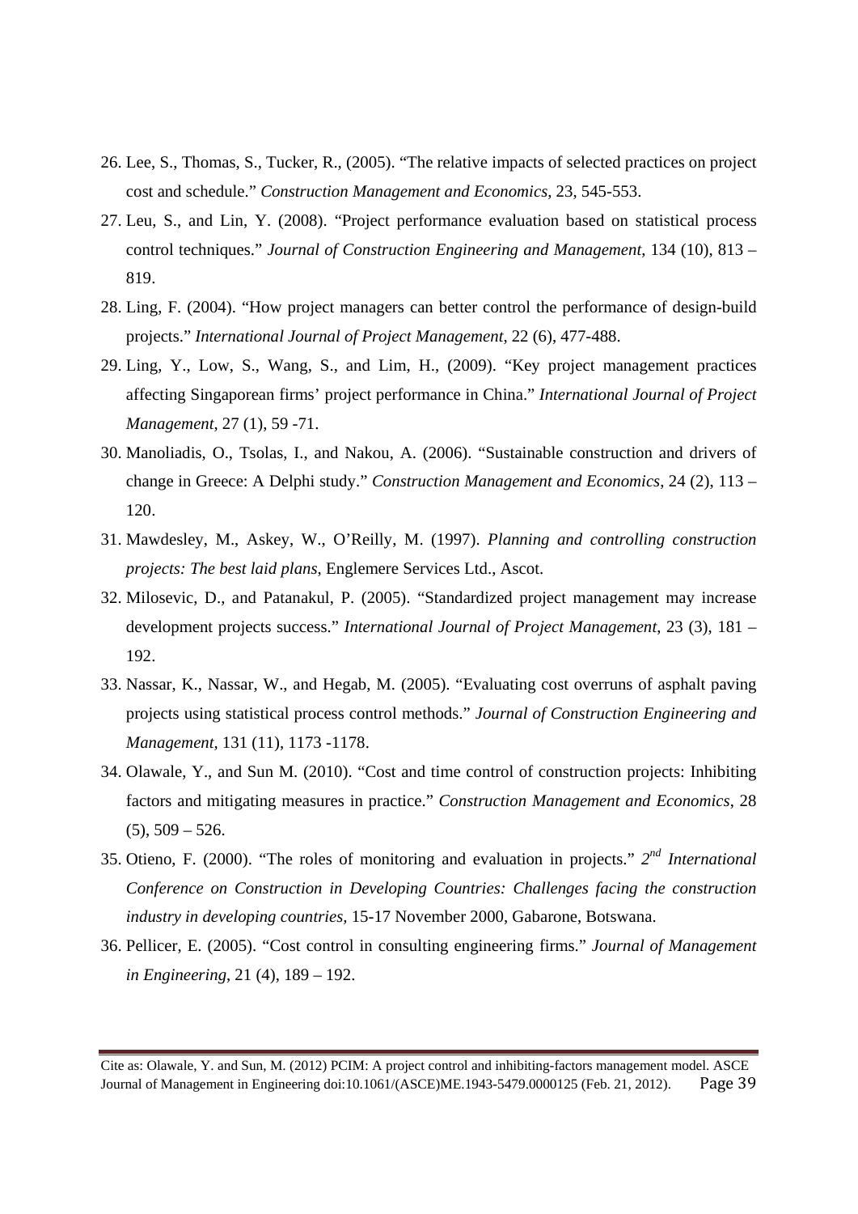26. Lee, S., Thomas, S., Tucker, R., (2005). "The relative impacts of selected practices on project cost and schedule." *Construction Management and Economics,* 23, 545-553.
27. Leu, S., and Lin, Y. (2008). "Project performance evaluation based on statistical process control techniques." *Journal of Construction Engineering and Management*, 134 (10), 813 – 819.
28. Ling, F. (2004). "How project managers can better control the performance of design-build projects." *International Journal of Project Management*, 22 (6), 477-488.
29. Ling, Y., Low, S., Wang, S., and Lim, H., (2009). "Key project management practices affecting Singaporean firms' project performance in China." *International Journal of Project Management*, 27 (1), 59 -71.
30. Manoliadis, O., Tsolas, I., and Nakou, A. (2006). "Sustainable construction and drivers of change in Greece: A Delphi study." *Construction Management and Economics*, 24 (2), 113 – 120.
31. Mawdesley, M., Askey, W., O'Reilly, M. (1997). *Planning and controlling construction projects: The best laid plans*, Englemere Services Ltd., Ascot.
32. Milosevic, D., and Patanakul, P. (2005). "Standardized project management may increase development projects success." *International Journal of Project Management*, 23 (3), 181 – 192.
33. Nassar, K., Nassar, W., and Hegab, M. (2005). "Evaluating cost overruns of asphalt paving projects using statistical process control methods." *Journal of Construction Engineering and Management*, 131 (11), 1173 -1178.
34. Olawale, Y., and Sun M. (2010). "Cost and time control of construction projects: Inhibiting factors and mitigating measures in practice." *Construction Management and Economics*, 28 (5), 509 – 526.
35. Otieno, F. (2000). "The roles of monitoring and evaluation in projects." *2nd International Conference on Construction in Developing Countries: Challenges facing the construction industry in developing countries,* 15-17 November 2000, Gabarone, Botswana.
36. Pellicer, E. (2005). "Cost control in consulting engineering firms." *Journal of Management in Engineering*, 21 (4), 189 – 192.

Cite as: Olawale, Y. and Sun, M. (2012) PCIM: A project control and inhibiting-factors management model. ASCE Journal of Management in Engineering doi:10.1061/(ASCE)ME.1943-5479.0000125 (Feb. 21, 2012).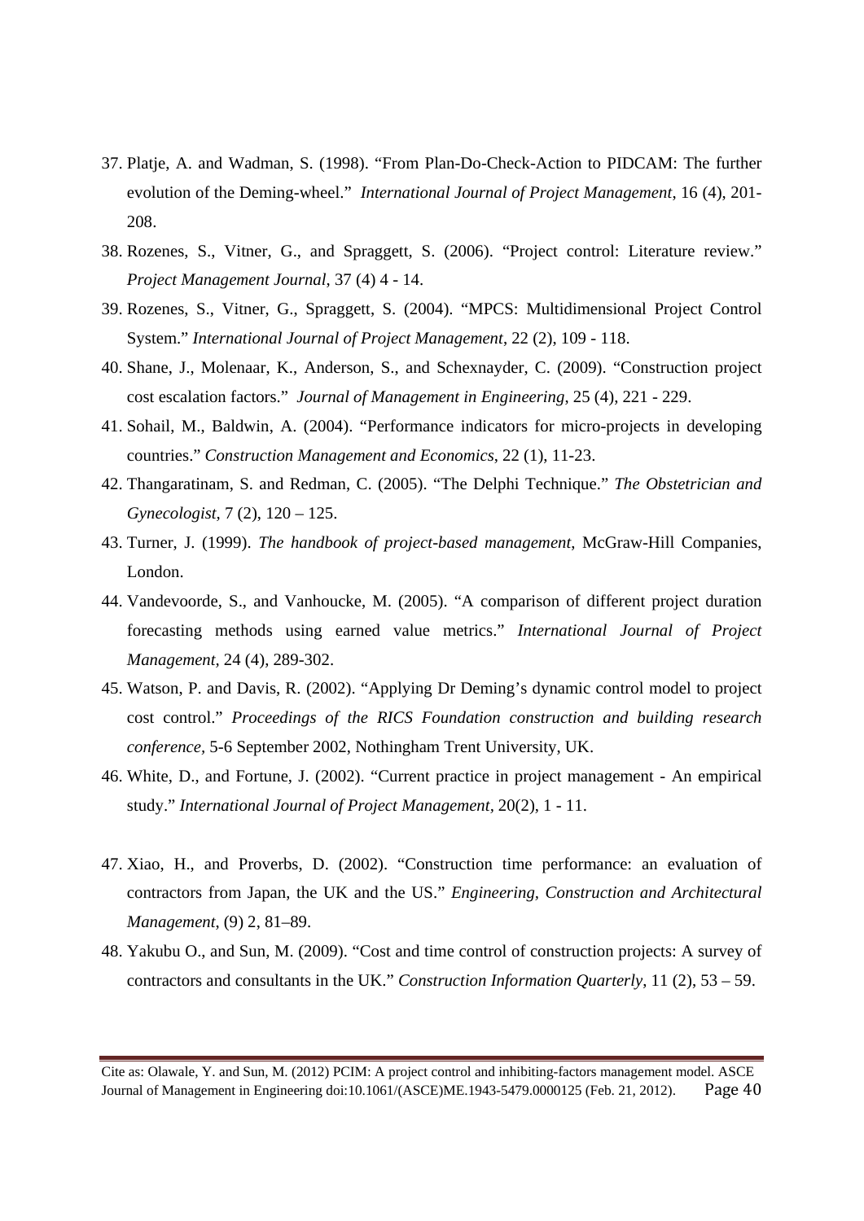37. Platje, A. and Wadman, S. (1998). “From Plan-Do-Check-Action to PIDCAM: The further evolution of the Deming-wheel.” *International Journal of Project Management*, 16 (4), 201-208.
38. Rozenes, S., Vitner, G., and Spraggett, S. (2006). “Project control: Literature review.” *Project Management Journal*, 37 (4) 4 - 14.
39. Rozenes, S., Vitner, G., Spraggett, S. (2004). “MPCS: Multidimensional Project Control System.” *International Journal of Project Management*, 22 (2), 109 - 118.
40. Shane, J., Molenaar, K., Anderson, S., and Schexnayder, C. (2009). “Construction project cost escalation factors.” *Journal of Management in Engineering*, 25 (4), 221 - 229.
41. Sohail, M., Baldwin, A. (2004). “Performance indicators for micro-projects in developing countries.” *Construction Management and Economics*, 22 (1), 11-23.
42. Thangaratinam, S. and Redman, C. (2005). “The Delphi Technique.” *The Obstetrician and Gynecologist*, 7 (2), 120 – 125.
43. Turner, J. (1999). *The handbook of project-based management,* McGraw-Hill Companies, London.
44. Vandevoorde, S., and Vanhoucke, M. (2005). “A comparison of different project duration forecasting methods using earned value metrics.” *International Journal of Project Management*, 24 (4), 289-302.
45. Watson, P. and Davis, R. (2002). “Applying Dr Deming’s dynamic control model to project cost control.” *Proceedings of the RICS Foundation construction and building research conference*, 5-6 September 2002, Nothingham Trent University, UK.
46. White, D., and Fortune, J. (2002). “Current practice in project management - An empirical study.” *International Journal of Project Management*, 20(2), 1 - 11.
47. Xiao, H., and Proverbs, D. (2002). “Construction time performance: an evaluation of contractors from Japan, the UK and the US.” *Engineering, Construction and Architectural Management*, (9) 2, 81–89.
48. Yakubu O., and Sun, M. (2009). “Cost and time control of construction projects: A survey of contractors and consultants in the UK.” *Construction Information Quarterly*, 11 (2), 53 – 59.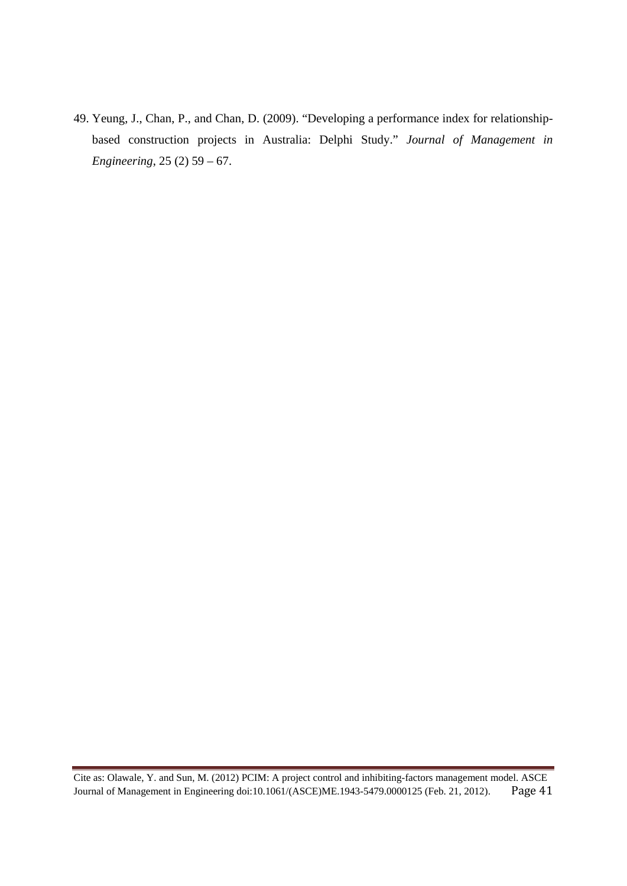49. Yeung, J., Chan, P., and Chan, D. (2009). "Developing a performance index for relationship-based construction projects in Australia: Delphi Study." *Journal of Management in Engineering*, 25 (2) 59 – 67.